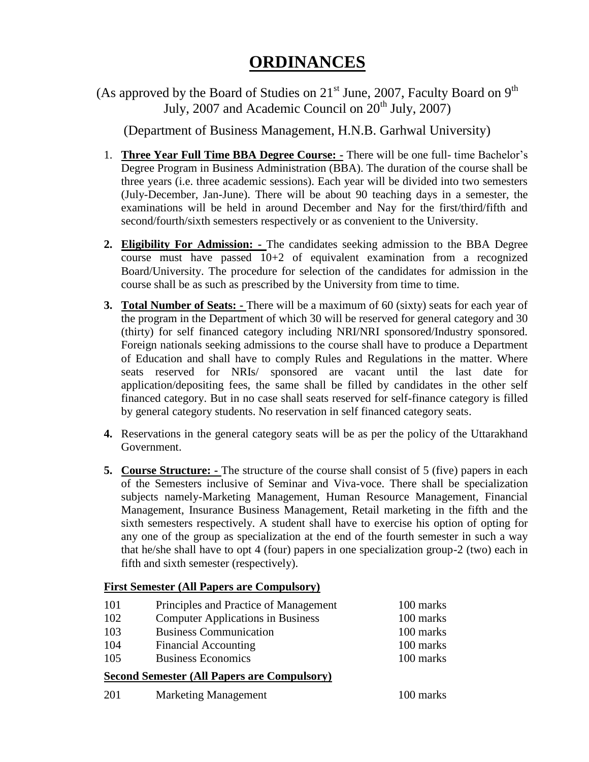# ORDINANCES

(As approved by the Board of Studies on 21st June, 2007, Faculty Board on 9th July, 2007 and Academic Council on 20th July, 2007)

(Department of Business Management, H.N.B. Garhwal University)

1. **Three Year Full Time BBA Degree Course: -** There will be one full- time Bachelor's Degree Program in Business Administration (BBA). The duration of the course shall be three years (i.e. three academic sessions). Each year will be divided into two semesters (July-December, Jan-June). There will be about 90 teaching days in a semester, the examinations will be held in around December and Nay for the first/third/fifth and second/fourth/sixth semesters respectively or as convenient to the University.

2. **Eligibility For Admission: -** The candidates seeking admission to the BBA Degree course must have passed 10+2 of equivalent examination from a recognized Board/University. The procedure for selection of the candidates for admission in the course shall be as such as prescribed by the University from time to time.

3. **Total Number of Seats: -** There will be a maximum of 60 (sixty) seats for each year of the program in the Department of which 30 will be reserved for general category and 30 (thirty) for self financed category including NRI/NRI sponsored/Industry sponsored. Foreign nationals seeking admissions to the course shall have to produce a Department of Education and shall have to comply Rules and Regulations in the matter. Where seats reserved for NRIs/ sponsored are vacant until the last date for application/depositing fees, the same shall be filled by candidates in the other self financed category. But in no case shall seats reserved for self-finance category is filled by general category students. No reservation in self financed category seats.

4. Reservations in the general category seats will be as per the policy of the Uttarakhand Government.

5. **Course Structure: -** The structure of the course shall consist of 5 (five) papers in each of the Semesters inclusive of Seminar and Viva-voce. There shall be specialization subjects namely-Marketing Management, Human Resource Management, Financial Management, Insurance Business Management, Retail marketing in the fifth and the sixth semesters respectively. A student shall have to exercise his option of opting for any one of the group as specialization at the end of the fourth semester in such a way that he/she shall have to opt 4 (four) papers in one specialization group-2 (two) each in fifth and sixth semester (respectively).

**First Semester (All Papers are Compulsory)**

| | | |
|---|---|---|
| 101 | Principles and Practice of Management | 100 marks |
| 102 | Computer Applications in Business | 100 marks |
| 103 | Business Communication | 100 marks |
| 104 | Financial Accounting | 100 marks |
| 105 | Business Economics | 100 marks |

**Second Semester (All Papers are Compulsory)**

| | | |
|---|---|---|
| 201 | Marketing Management | 100 marks |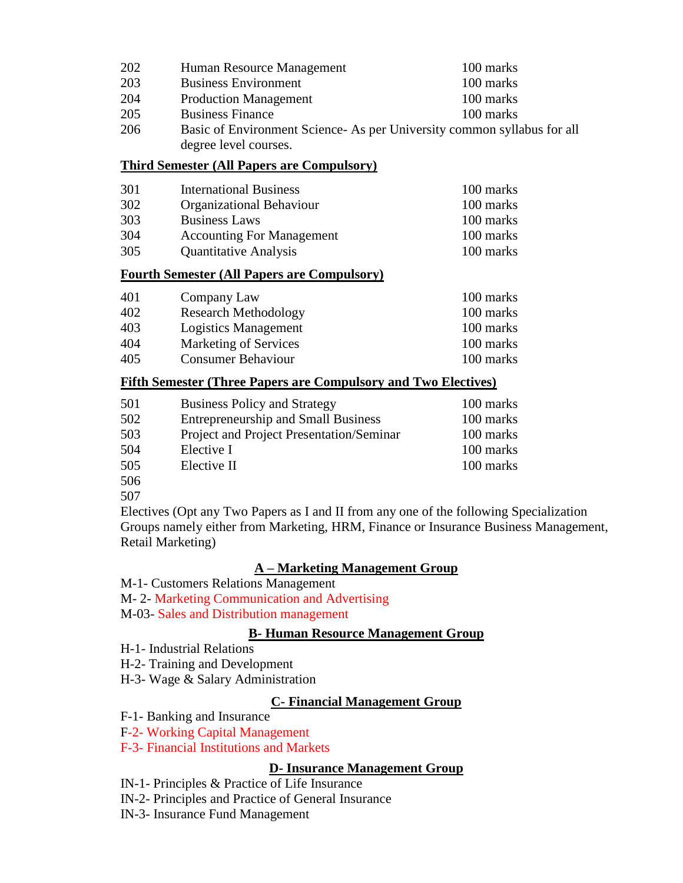| | | |
|---|---|---|
| 202 | Human Resource Management | 100 marks |
| 203 | Business Environment | 100 marks |
| 204 | Production Management | 100 marks |
| 205 | Business Finance | 100 marks |
| 206 | Basic of Environment Science- As per University common syllabus for all degree level courses. | |

**Third Semester (All Papers are Compulsory)**

| | | |
|---|---|---|
| 301 | International Business | 100 marks |
| 302 | Organizational Behaviour | 100 marks |
| 303 | Business Laws | 100 marks |
| 304 | Accounting For Management | 100 marks |
| 305 | Quantitative Analysis | 100 marks |

**Fourth Semester (All Papers are Compulsory)**

| | | |
|---|---|---|
| 401 | Company Law | 100 marks |
| 402 | Research Methodology | 100 marks |
| 403 | Logistics Management | 100 marks |
| 404 | Marketing of Services | 100 marks |
| 405 | Consumer Behaviour | 100 marks |

**Fifth Semester (Three Papers are Compulsory and Two Electives)**

| | | |
|---|---|---|
| 501 | Business Policy and Strategy | 100 marks |
| 502 | Entrepreneurship and Small Business | 100 marks |
| 503 | Project and Project Presentation/Seminar | 100 marks |
| 504 | Elective I | 100 marks |
| 505 | Elective II | 100 marks |
| 506 | | |
| 507 | | |

Electives (Opt any Two Papers as I and II from any one of the following Specialization Groups namely either from Marketing, HRM, Finance or Insurance Business Management, Retail Marketing)

**A – Marketing Management Group**

M-1- Customers Relations Management
M- 2- Marketing Communication and Advertising
M-03- Sales and Distribution management

**B- Human Resource Management Group**

H-1- Industrial Relations
H-2- Training and Development
H-3- Wage & Salary Administration

**C- Financial Management Group**

F-1- Banking and Insurance
F-2- Working Capital Management
F-3- Financial Institutions and Markets

**D- Insurance Management Group**

IN-1- Principles & Practice of Life Insurance
IN-2- Principles and Practice of General Insurance
IN-3- Insurance Fund Management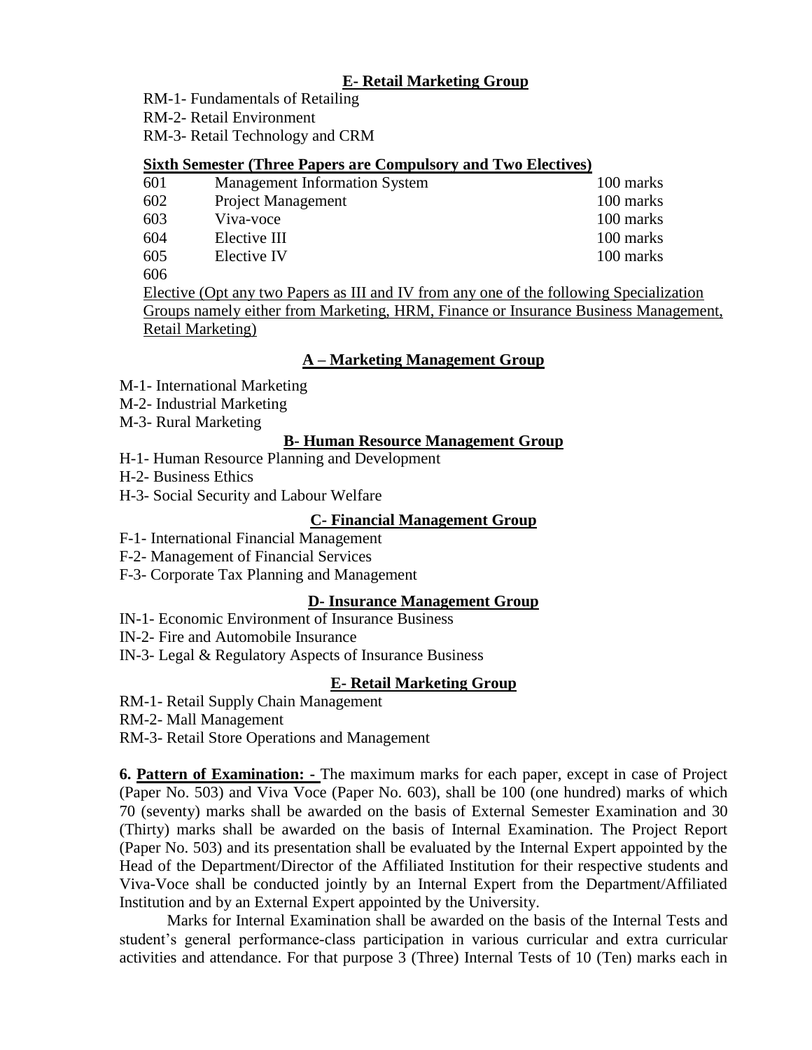### E- Retail Marketing Group

RM-1- Fundamentals of Retailing
RM-2- Retail Environment
RM-3- Retail Technology and CRM

**Sixth Semester (Three Papers are Compulsory and Two Electives)**

| | | |
|---|---|---|
| 601 | Management Information System | 100 marks |
| 602 | Project Management | 100 marks |
| 603 | Viva-voce | 100 marks |
| 604 | Elective III | 100 marks |
| 605 | Elective IV | 100 marks |
| 606 | | |

Elective (Opt any two Papers as III and IV from any one of the following Specialization Groups namely either from Marketing, HRM, Finance or Insurance Business Management, Retail Marketing)

### A – Marketing Management Group

M-1- International Marketing
M-2- Industrial Marketing
M-3- Rural Marketing

### B- Human Resource Management Group

H-1- Human Resource Planning and Development
H-2- Business Ethics
H-3- Social Security and Labour Welfare

### C- Financial Management Group

F-1- International Financial Management
F-2- Management of Financial Services
F-3- Corporate Tax Planning and Management

### D- Insurance Management Group

IN-1- Economic Environment of Insurance Business
IN-2- Fire and Automobile Insurance
IN-3- Legal & Regulatory Aspects of Insurance Business

### E- Retail Marketing Group

RM-1- Retail Supply Chain Management
RM-2- Mall Management
RM-3- Retail Store Operations and Management

**6. Pattern of Examination: -** The maximum marks for each paper, except in case of Project (Paper No. 503) and Viva Voce (Paper No. 603), shall be 100 (one hundred) marks of which 70 (seventy) marks shall be awarded on the basis of External Semester Examination and 30 (Thirty) marks shall be awarded on the basis of Internal Examination. The Project Report (Paper No. 503) and its presentation shall be evaluated by the Internal Expert appointed by the Head of the Department/Director of the Affiliated Institution for their respective students and Viva-Voce shall be conducted jointly by an Internal Expert from the Department/Affiliated Institution and by an External Expert appointed by the University.

Marks for Internal Examination shall be awarded on the basis of the Internal Tests and student's general performance-class participation in various curricular and extra curricular activities and attendance. For that purpose 3 (Three) Internal Tests of 10 (Ten) marks each in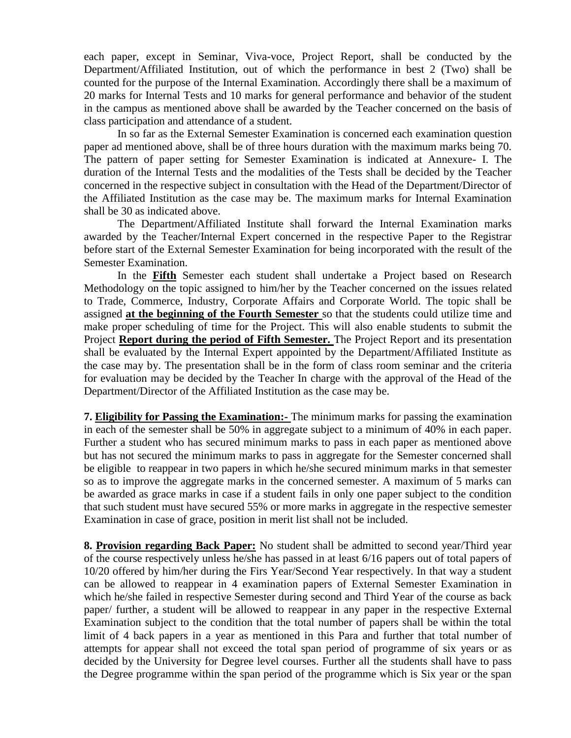each paper, except in Seminar, Viva-voce, Project Report, shall be conducted by the Department/Affiliated Institution, out of which the performance in best 2 (Two) shall be counted for the purpose of the Internal Examination. Accordingly there shall be a maximum of 20 marks for Internal Tests and 10 marks for general performance and behavior of the student in the campus as mentioned above shall be awarded by the Teacher concerned on the basis of class participation and attendance of a student.

In so far as the External Semester Examination is concerned each examination question paper ad mentioned above, shall be of three hours duration with the maximum marks being 70. The pattern of paper setting for Semester Examination is indicated at Annexure- I. The duration of the Internal Tests and the modalities of the Tests shall be decided by the Teacher concerned in the respective subject in consultation with the Head of the Department/Director of the Affiliated Institution as the case may be. The maximum marks for Internal Examination shall be 30 as indicated above.

The Department/Affiliated Institute shall forward the Internal Examination marks awarded by the Teacher/Internal Expert concerned in the respective Paper to the Registrar before start of the External Semester Examination for being incorporated with the result of the Semester Examination.

In the **<u>Fifth</u>** Semester each student shall undertake a Project based on Research Methodology on the topic assigned to him/her by the Teacher concerned on the issues related to Trade, Commerce, Industry, Corporate Affairs and Corporate World. The topic shall be assigned **<u>at the beginning of the Fourth Semester</u>** so that the students could utilize time and make proper scheduling of time for the Project. This will also enable students to submit the Project **<u>Report during the period of Fifth Semester.</u>** The Project Report and its presentation shall be evaluated by the Internal Expert appointed by the Department/Affiliated Institute as the case may by. The presentation shall be in the form of class room seminar and the criteria for evaluation may be decided by the Teacher In charge with the approval of the Head of the Department/Director of the Affiliated Institution as the case may be.

**7. <u>Eligibility for Passing the Examination:-</u>** The minimum marks for passing the examination in each of the semester shall be 50% in aggregate subject to a minimum of 40% in each paper. Further a student who has secured minimum marks to pass in each paper as mentioned above but has not secured the minimum marks to pass in aggregate for the Semester concerned shall be eligible to reappear in two papers in which he/she secured minimum marks in that semester so as to improve the aggregate marks in the concerned semester. A maximum of 5 marks can be awarded as grace marks in case if a student fails in only one paper subject to the condition that such student must have secured 55% or more marks in aggregate in the respective semester Examination in case of grace, position in merit list shall not be included.

**8. <u>Provision regarding Back Paper:</u>** No student shall be admitted to second year/Third year of the course respectively unless he/she has passed in at least 6/16 papers out of total papers of 10/20 offered by him/her during the Firs Year/Second Year respectively. In that way a student can be allowed to reappear in 4 examination papers of External Semester Examination in which he/she failed in respective Semester during second and Third Year of the course as back paper/ further, a student will be allowed to reappear in any paper in the respective External Examination subject to the condition that the total number of papers shall be within the total limit of 4 back papers in a year as mentioned in this Para and further that total number of attempts for appear shall not exceed the total span period of programme of six years or as decided by the University for Degree level courses. Further all the students shall have to pass the Degree programme within the span period of the programme which is Six year or the span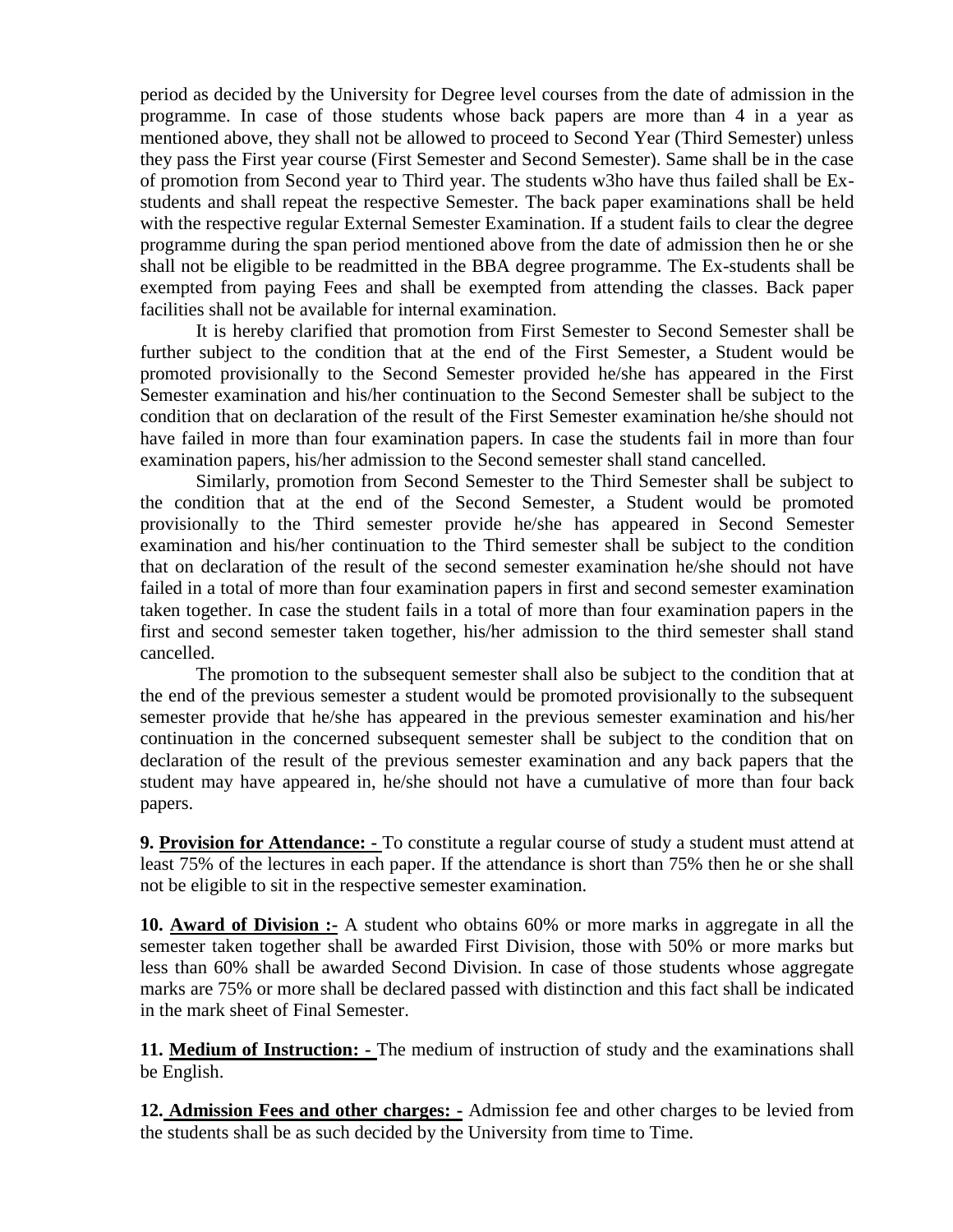period as decided by the University for Degree level courses from the date of admission in the programme. In case of those students whose back papers are more than 4 in a year as mentioned above, they shall not be allowed to proceed to Second Year (Third Semester) unless they pass the First year course (First Semester and Second Semester). Same shall be in the case of promotion from Second year to Third year. The students w3ho have thus failed shall be Ex-students and shall repeat the respective Semester. The back paper examinations shall be held with the respective regular External Semester Examination. If a student fails to clear the degree programme during the span period mentioned above from the date of admission then he or she shall not be eligible to be readmitted in the BBA degree programme. The Ex-students shall be exempted from paying Fees and shall be exempted from attending the classes. Back paper facilities shall not be available for internal examination.

It is hereby clarified that promotion from First Semester to Second Semester shall be further subject to the condition that at the end of the First Semester, a Student would be promoted provisionally to the Second Semester provided he/she has appeared in the First Semester examination and his/her continuation to the Second Semester shall be subject to the condition that on declaration of the result of the First Semester examination he/she should not have failed in more than four examination papers. In case the students fail in more than four examination papers, his/her admission to the Second semester shall stand cancelled.

Similarly, promotion from Second Semester to the Third Semester shall be subject to the condition that at the end of the Second Semester, a Student would be promoted provisionally to the Third semester provide he/she has appeared in Second Semester examination and his/her continuation to the Third semester shall be subject to the condition that on declaration of the result of the second semester examination he/she should not have failed in a total of more than four examination papers in first and second semester examination taken together. In case the student fails in a total of more than four examination papers in the first and second semester taken together, his/her admission to the third semester shall stand cancelled.

The promotion to the subsequent semester shall also be subject to the condition that at the end of the previous semester a student would be promoted provisionally to the subsequent semester provide that he/she has appeared in the previous semester examination and his/her continuation in the concerned subsequent semester shall be subject to the condition that on declaration of the result of the previous semester examination and any back papers that the student may have appeared in, he/she should not have a cumulative of more than four back papers.

**9. Provision for Attendance: -** To constitute a regular course of study a student must attend at least 75% of the lectures in each paper. If the attendance is short than 75% then he or she shall not be eligible to sit in the respective semester examination.

**10. Award of Division :-** A student who obtains 60% or more marks in aggregate in all the semester taken together shall be awarded First Division, those with 50% or more marks but less than 60% shall be awarded Second Division. In case of those students whose aggregate marks are 75% or more shall be declared passed with distinction and this fact shall be indicated in the mark sheet of Final Semester.

**11. Medium of Instruction: -** The medium of instruction of study and the examinations shall be English.

**12. Admission Fees and other charges: -** Admission fee and other charges to be levied from the students shall be as such decided by the University from time to Time.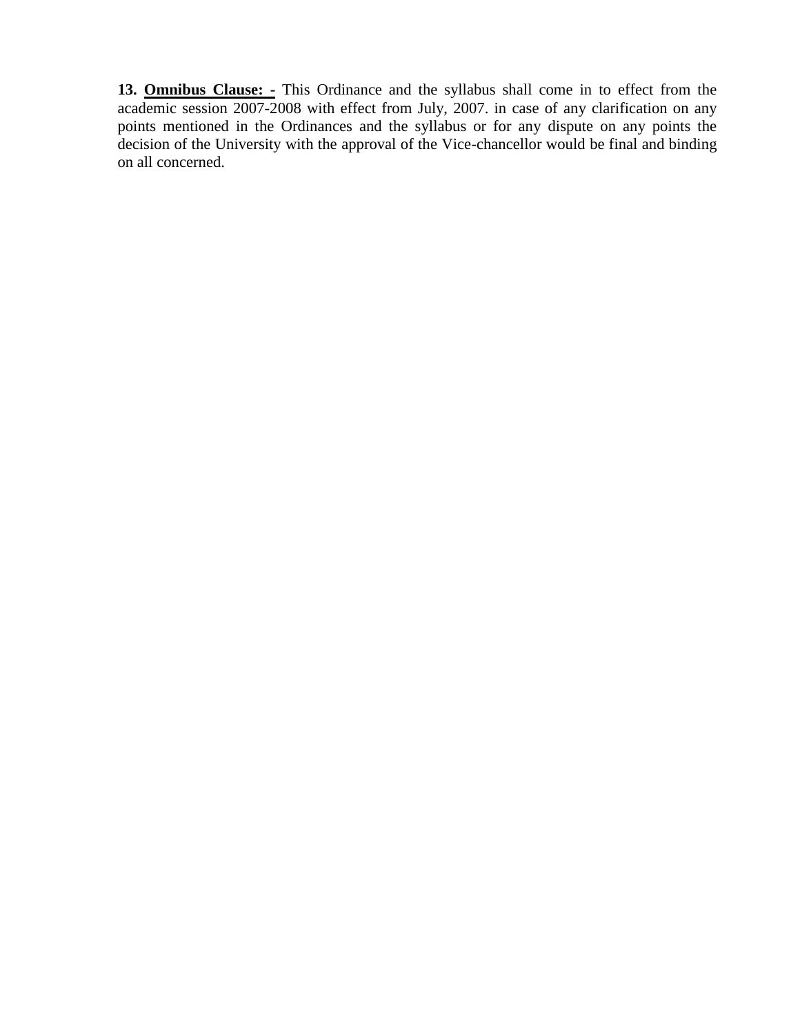**13. Omnibus Clause: -** This Ordinance and the syllabus shall come in to effect from the academic session 2007-2008 with effect from July, 2007. in case of any clarification on any points mentioned in the Ordinances and the syllabus or for any dispute on any points the decision of the University with the approval of the Vice-chancellor would be final and binding on all concerned.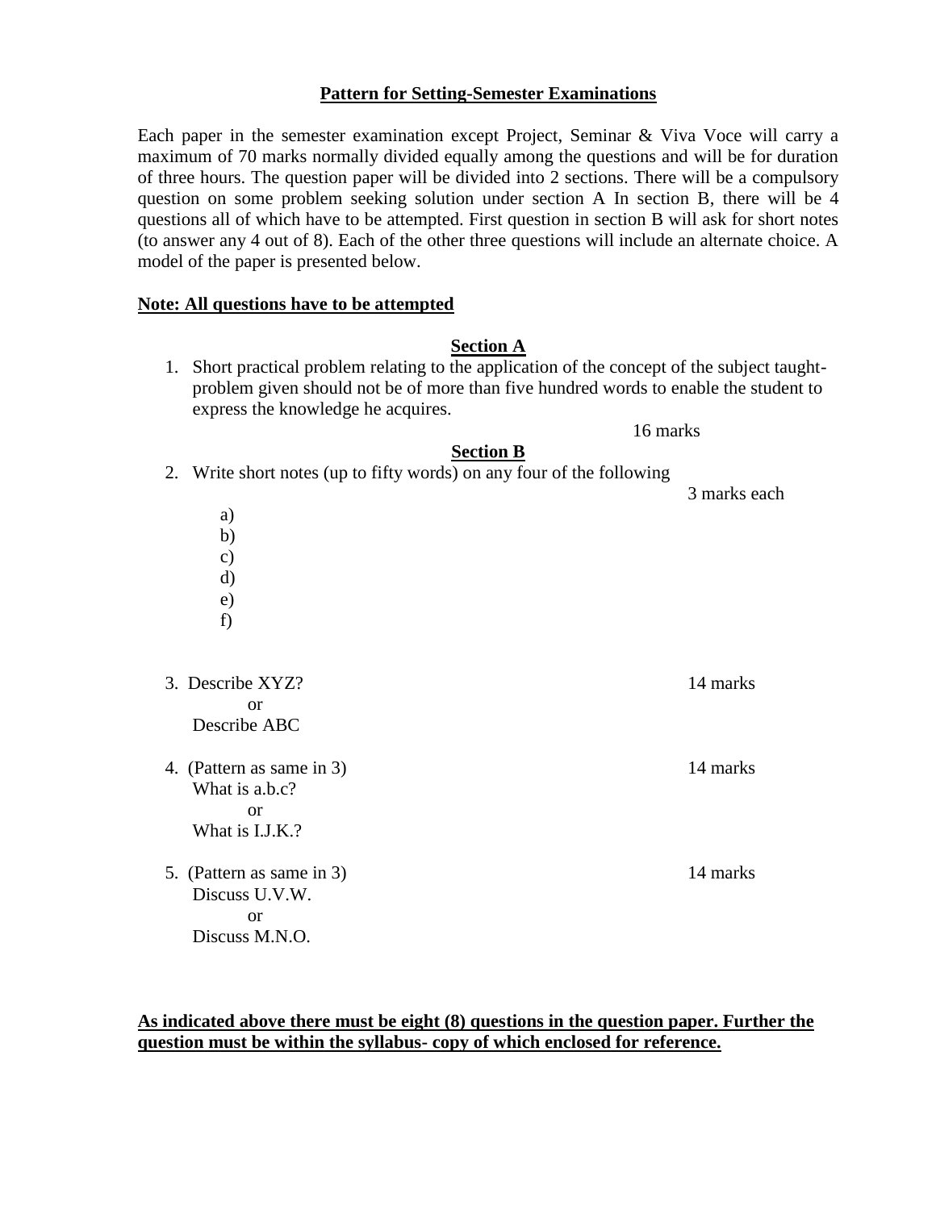# Pattern for Setting-Semester Examinations

Each paper in the semester examination except Project, Seminar & Viva Voce will carry a maximum of 70 marks normally divided equally among the questions and will be for duration of three hours. The question paper will be divided into 2 sections. There will be a compulsory question on some problem seeking solution under section A In section B, there will be 4 questions all of which have to be attempted. First question in section B will ask for short notes (to answer any 4 out of 8). Each of the other three questions will include an alternate choice. A model of the paper is presented below.

**Note: All questions have to be attempted**

## Section A

1. Short practical problem relating to the application of the concept of the subject taught- problem given should not be of more than five hundred words to enable the student to express the knowledge he acquires.

   16 marks

## Section B

2. Write short notes (up to fifty words) on any four of the following

   3 marks each

   a)
   b)
   c)
   d)
   e)
   f)

3. Describe XYZ? — 14 marks

   or

   Describe ABC

4. (Pattern as same in 3) — 14 marks

   What is a.b.c?

   or

   What is I.J.K.?

5. (Pattern as same in 3) — 14 marks

   Discuss U.V.W.

   or

   Discuss M.N.O.

**As indicated above there must be eight (8) questions in the question paper. Further the question must be within the syllabus- copy of which enclosed for reference.**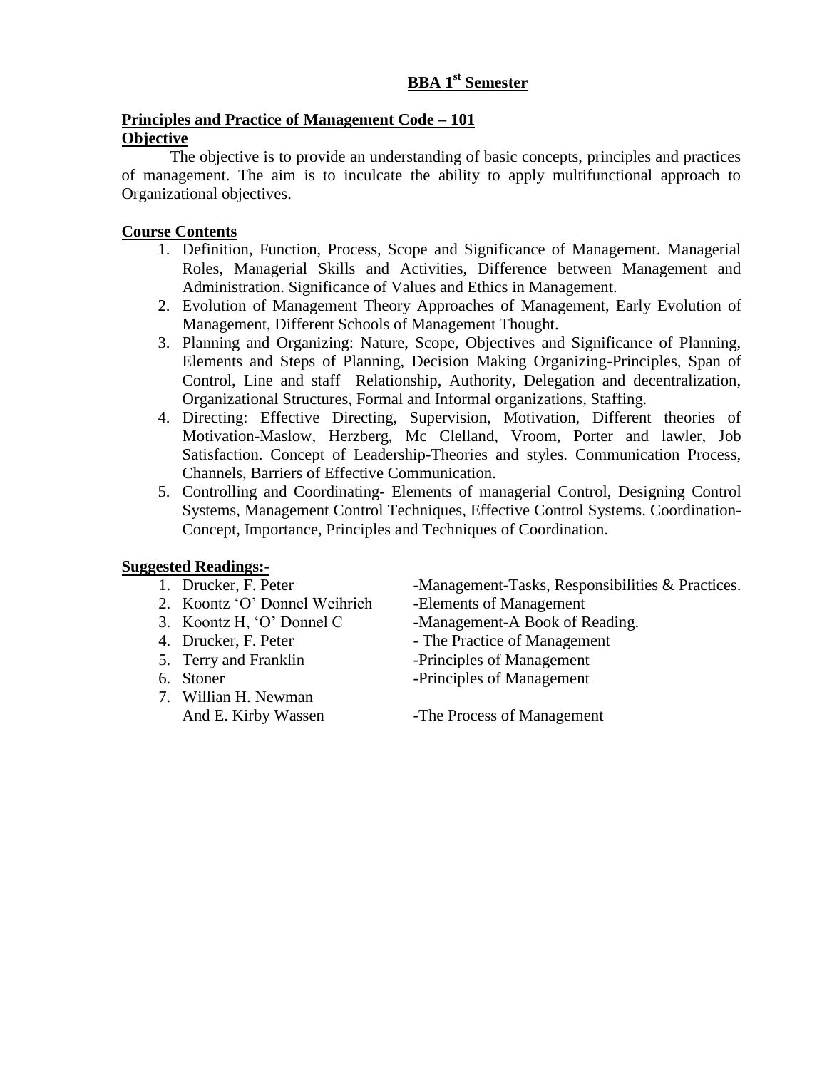## BBA 1st Semester

### Principles and Practice of Management Code – 101

**Objective**

The objective is to provide an understanding of basic concepts, principles and practices of management. The aim is to inculcate the ability to apply multifunctional approach to Organizational objectives.

**Course Contents**

1. Definition, Function, Process, Scope and Significance of Management. Managerial Roles, Managerial Skills and Activities, Difference between Management and Administration. Significance of Values and Ethics in Management.
2. Evolution of Management Theory Approaches of Management, Early Evolution of Management, Different Schools of Management Thought.
3. Planning and Organizing: Nature, Scope, Objectives and Significance of Planning, Elements and Steps of Planning, Decision Making Organizing-Principles, Span of Control, Line and staff Relationship, Authority, Delegation and decentralization, Organizational Structures, Formal and Informal organizations, Staffing.
4. Directing: Effective Directing, Supervision, Motivation, Different theories of Motivation-Maslow, Herzberg, Mc Clelland, Vroom, Porter and lawler, Job Satisfaction. Concept of Leadership-Theories and styles. Communication Process, Channels, Barriers of Effective Communication.
5. Controlling and Coordinating- Elements of managerial Control, Designing Control Systems, Management Control Techniques, Effective Control Systems. Coordination-Concept, Importance, Principles and Techniques of Coordination.

**Suggested Readings:-**

1. Drucker, F. Peter -Management-Tasks, Responsibilities & Practices.
2. Koontz 'O' Donnel Weihrich -Elements of Management
3. Koontz H, 'O' Donnel C -Management-A Book of Reading.
4. Drucker, F. Peter - The Practice of Management
5. Terry and Franklin -Principles of Management
6. Stoner -Principles of Management
7. Willian H. Newman And E. Kirby Wassen -The Process of Management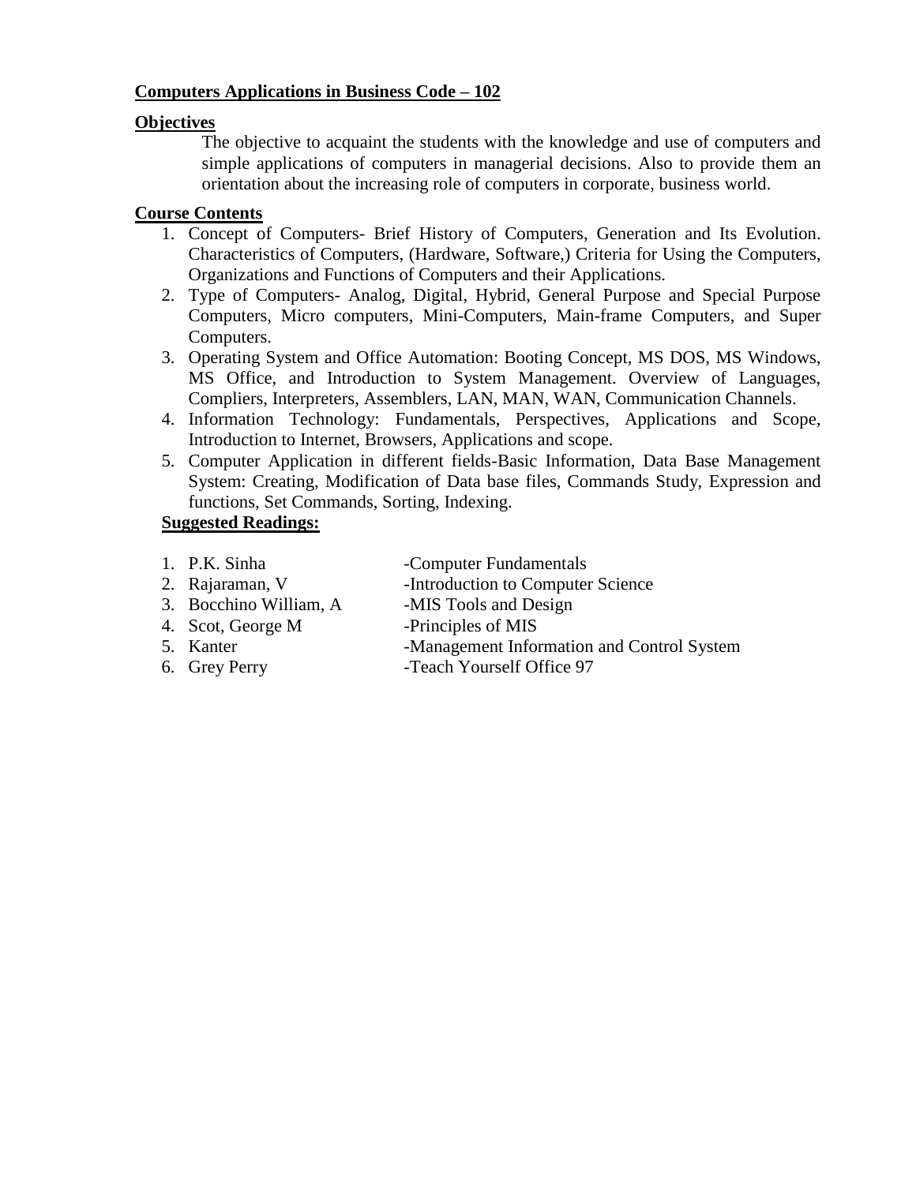**Computers Applications in Business Code – 102**

**Objectives**

The objective to acquaint the students with the knowledge and use of computers and simple applications of computers in managerial decisions. Also to provide them an orientation about the increasing role of computers in corporate, business world.

**Course Contents**

1. Concept of Computers- Brief History of Computers, Generation and Its Evolution. Characteristics of Computers, (Hardware, Software,) Criteria for Using the Computers, Organizations and Functions of Computers and their Applications.
2. Type of Computers- Analog, Digital, Hybrid, General Purpose and Special Purpose Computers, Micro computers, Mini-Computers, Main-frame Computers, and Super Computers.
3. Operating System and Office Automation: Booting Concept, MS DOS, MS Windows, MS Office, and Introduction to System Management. Overview of Languages, Compliers, Interpreters, Assemblers, LAN, MAN, WAN, Communication Channels.
4. Information Technology: Fundamentals, Perspectives, Applications and Scope, Introduction to Internet, Browsers, Applications and scope.
5. Computer Application in different fields-Basic Information, Data Base Management System: Creating, Modification of Data base files, Commands Study, Expression and functions, Set Commands, Sorting, Indexing.

**Suggested Readings:**

1. P.K. Sinha -Computer Fundamentals
2. Rajaraman, V -Introduction to Computer Science
3. Bocchino William, A -MIS Tools and Design
4. Scot, George M -Principles of MIS
5. Kanter -Management Information and Control System
6. Grey Perry -Teach Yourself Office 97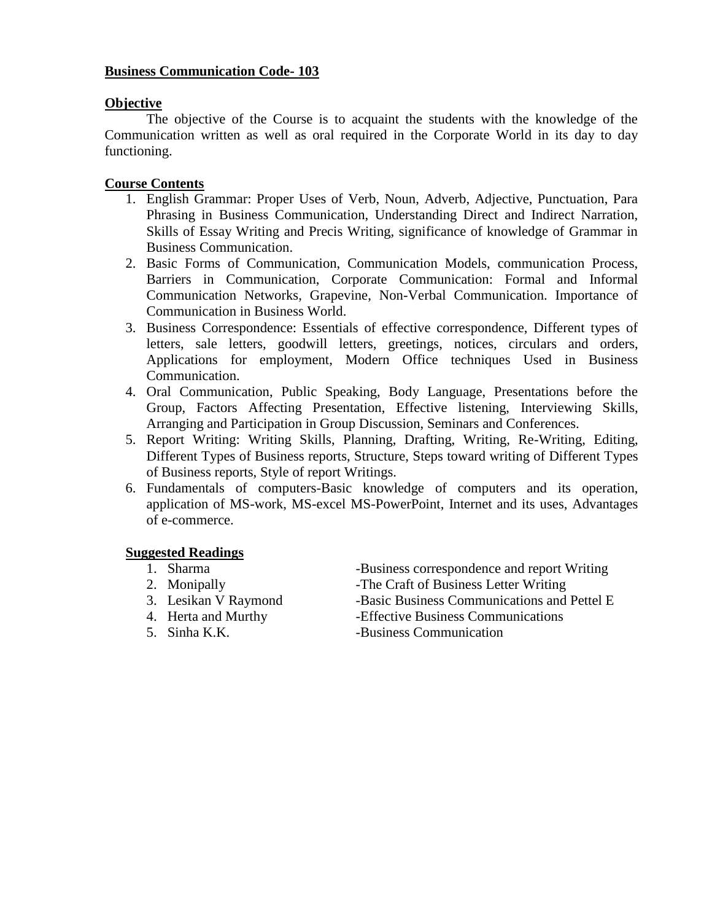**Business Communication Code- 103**

**Objective**

The objective of the Course is to acquaint the students with the knowledge of the Communication written as well as oral required in the Corporate World in its day to day functioning.

**Course Contents**

1. English Grammar: Proper Uses of Verb, Noun, Adverb, Adjective, Punctuation, Para Phrasing in Business Communication, Understanding Direct and Indirect Narration, Skills of Essay Writing and Precis Writing, significance of knowledge of Grammar in Business Communication.
2. Basic Forms of Communication, Communication Models, communication Process, Barriers in Communication, Corporate Communication: Formal and Informal Communication Networks, Grapevine, Non-Verbal Communication. Importance of Communication in Business World.
3. Business Correspondence: Essentials of effective correspondence, Different types of letters, sale letters, goodwill letters, greetings, notices, circulars and orders, Applications for employment, Modern Office techniques Used in Business Communication.
4. Oral Communication, Public Speaking, Body Language, Presentations before the Group, Factors Affecting Presentation, Effective listening, Interviewing Skills, Arranging and Participation in Group Discussion, Seminars and Conferences.
5. Report Writing: Writing Skills, Planning, Drafting, Writing, Re-Writing, Editing, Different Types of Business reports, Structure, Steps toward writing of Different Types of Business reports, Style of report Writings.
6. Fundamentals of computers-Basic knowledge of computers and its operation, application of MS-work, MS-excel MS-PowerPoint, Internet and its uses, Advantages of e-commerce.

**Suggested Readings**

1. Sharma -Business correspondence and report Writing
2. Monipally -The Craft of Business Letter Writing
3. Lesikan V Raymond -Basic Business Communications and Pettel E
4. Herta and Murthy -Effective Business Communications
5. Sinha K.K. -Business Communication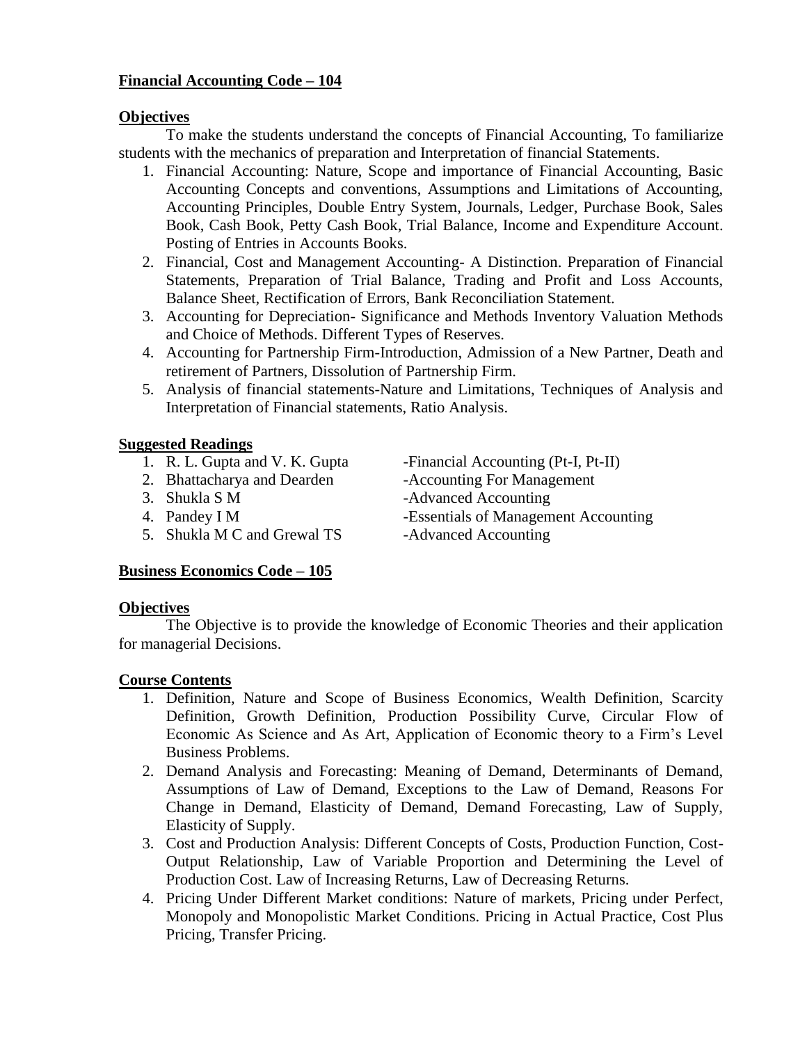## Financial Accounting Code – 104

### Objectives

To make the students understand the concepts of Financial Accounting, To familiarize students with the mechanics of preparation and Interpretation of financial Statements.

1. Financial Accounting: Nature, Scope and importance of Financial Accounting, Basic Accounting Concepts and conventions, Assumptions and Limitations of Accounting, Accounting Principles, Double Entry System, Journals, Ledger, Purchase Book, Sales Book, Cash Book, Petty Cash Book, Trial Balance, Income and Expenditure Account. Posting of Entries in Accounts Books.
2. Financial, Cost and Management Accounting- A Distinction. Preparation of Financial Statements, Preparation of Trial Balance, Trading and Profit and Loss Accounts, Balance Sheet, Rectification of Errors, Bank Reconciliation Statement.
3. Accounting for Depreciation- Significance and Methods Inventory Valuation Methods and Choice of Methods. Different Types of Reserves.
4. Accounting for Partnership Firm-Introduction, Admission of a New Partner, Death and retirement of Partners, Dissolution of Partnership Firm.
5. Analysis of financial statements-Nature and Limitations, Techniques of Analysis and Interpretation of Financial statements, Ratio Analysis.

### Suggested Readings

1. R. L. Gupta and V. K. Gupta -Financial Accounting (Pt-I, Pt-II)
2. Bhattacharya and Dearden -Accounting For Management
3. Shukla S M -Advanced Accounting
4. Pandey I M -Essentials of Management Accounting
5. Shukla M C and Grewal TS -Advanced Accounting

## Business Economics Code – 105

### Objectives

The Objective is to provide the knowledge of Economic Theories and their application for managerial Decisions.

### Course Contents

1. Definition, Nature and Scope of Business Economics, Wealth Definition, Scarcity Definition, Growth Definition, Production Possibility Curve, Circular Flow of Economic As Science and As Art, Application of Economic theory to a Firm's Level Business Problems.
2. Demand Analysis and Forecasting: Meaning of Demand, Determinants of Demand, Assumptions of Law of Demand, Exceptions to the Law of Demand, Reasons For Change in Demand, Elasticity of Demand, Demand Forecasting, Law of Supply, Elasticity of Supply.
3. Cost and Production Analysis: Different Concepts of Costs, Production Function, Cost-Output Relationship, Law of Variable Proportion and Determining the Level of Production Cost. Law of Increasing Returns, Law of Decreasing Returns.
4. Pricing Under Different Market conditions: Nature of markets, Pricing under Perfect, Monopoly and Monopolistic Market Conditions. Pricing in Actual Practice, Cost Plus Pricing, Transfer Pricing.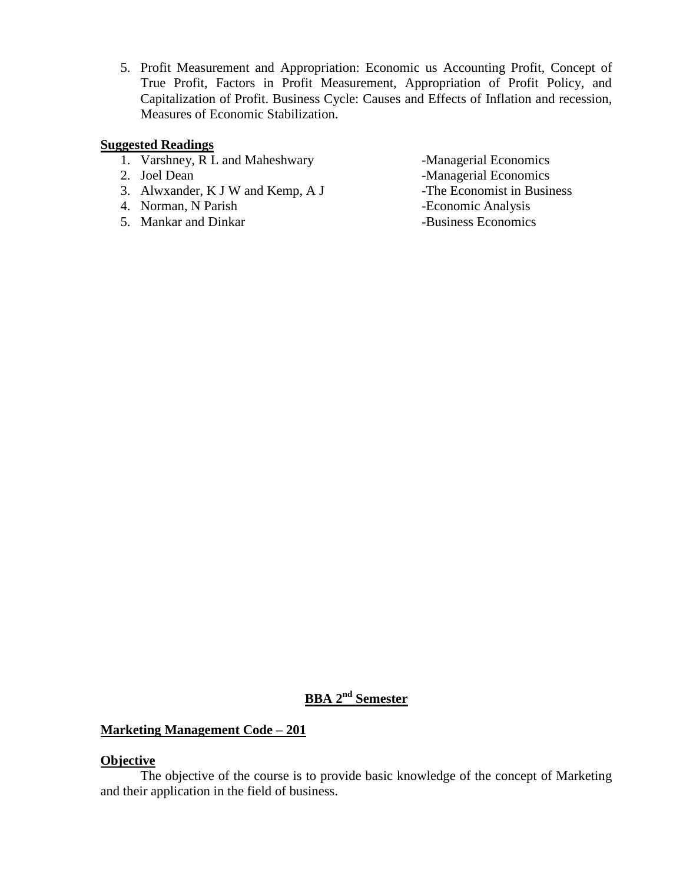5. Profit Measurement and Appropriation: Economic us Accounting Profit, Concept of True Profit, Factors in Profit Measurement, Appropriation of Profit Policy, and Capitalization of Profit. Business Cycle: Causes and Effects of Inflation and recession, Measures of Economic Stabilization.

**Suggested Readings**

1. Varshney, R L and Maheshwary -Managerial Economics
2. Joel Dean -Managerial Economics
3. Alwxander, K J W and Kemp, A J -The Economist in Business
4. Norman, N Parish -Economic Analysis
5. Mankar and Dinkar -Business Economics

## BBA 2nd Semester

**Marketing Management Code – 201**

**Objective**

The objective of the course is to provide basic knowledge of the concept of Marketing and their application in the field of business.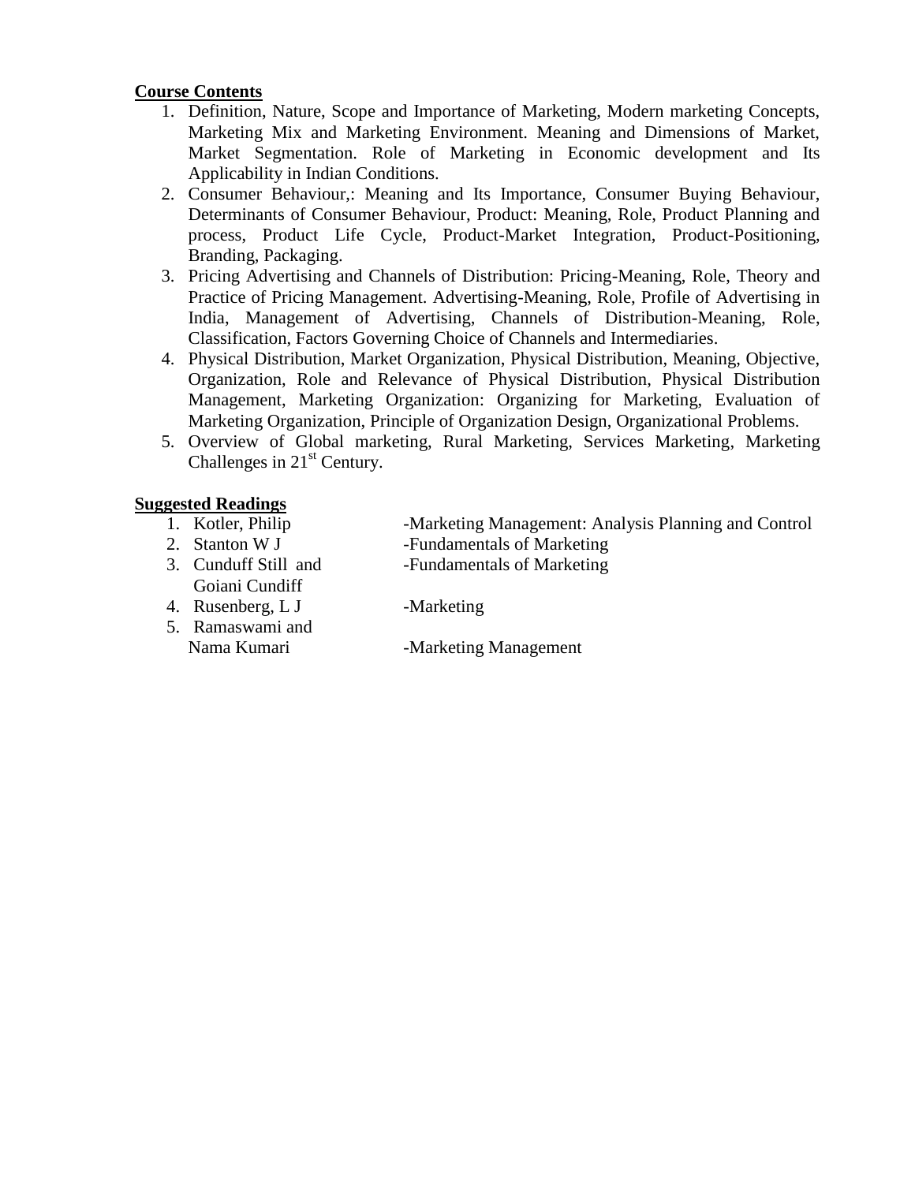**Course Contents**

1. Definition, Nature, Scope and Importance of Marketing, Modern marketing Concepts, Marketing Mix and Marketing Environment. Meaning and Dimensions of Market, Market Segmentation. Role of Marketing in Economic development and Its Applicability in Indian Conditions.
2. Consumer Behaviour,: Meaning and Its Importance, Consumer Buying Behaviour, Determinants of Consumer Behaviour, Product: Meaning, Role, Product Planning and process, Product Life Cycle, Product-Market Integration, Product-Positioning, Branding, Packaging.
3. Pricing Advertising and Channels of Distribution: Pricing-Meaning, Role, Theory and Practice of Pricing Management. Advertising-Meaning, Role, Profile of Advertising in India, Management of Advertising, Channels of Distribution-Meaning, Role, Classification, Factors Governing Choice of Channels and Intermediaries.
4. Physical Distribution, Market Organization, Physical Distribution, Meaning, Objective, Organization, Role and Relevance of Physical Distribution, Physical Distribution Management, Marketing Organization: Organizing for Marketing, Evaluation of Marketing Organization, Principle of Organization Design, Organizational Problems.
5. Overview of Global marketing, Rural Marketing, Services Marketing, Marketing Challenges in 21st Century.

**Suggested Readings**

1. Kotler, Philip -Marketing Management: Analysis Planning and Control
2. Stanton W J -Fundamentals of Marketing
3. Cunduff Still and Goiani Cundiff -Fundamentals of Marketing
4. Rusenberg, L J -Marketing
5. Ramaswami and Nama Kumari -Marketing Management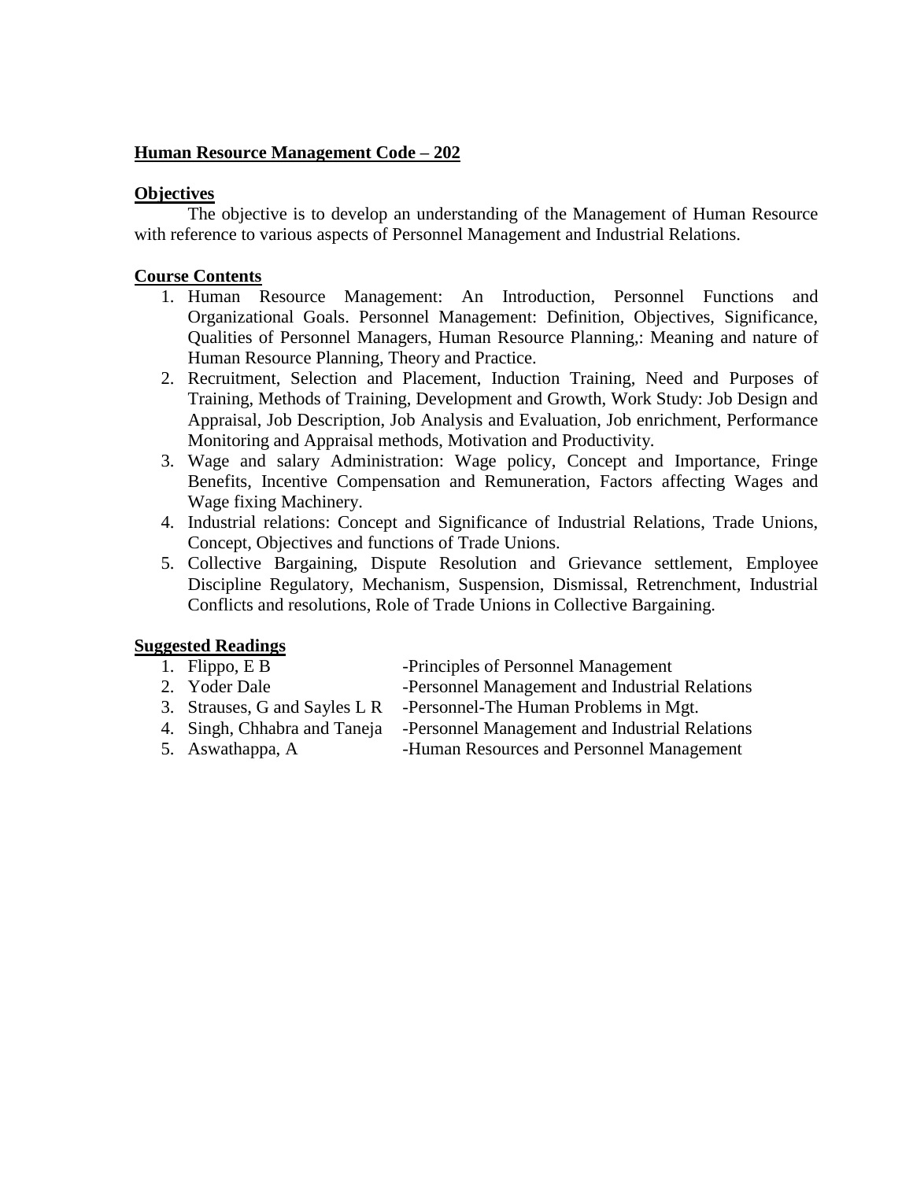**Human Resource Management Code – 202**

**Objectives**

The objective is to develop an understanding of the Management of Human Resource with reference to various aspects of Personnel Management and Industrial Relations.

**Course Contents**

1. Human Resource Management: An Introduction, Personnel Functions and Organizational Goals. Personnel Management: Definition, Objectives, Significance, Qualities of Personnel Managers, Human Resource Planning,: Meaning and nature of Human Resource Planning, Theory and Practice.
2. Recruitment, Selection and Placement, Induction Training, Need and Purposes of Training, Methods of Training, Development and Growth, Work Study: Job Design and Appraisal, Job Description, Job Analysis and Evaluation, Job enrichment, Performance Monitoring and Appraisal methods, Motivation and Productivity.
3. Wage and salary Administration: Wage policy, Concept and Importance, Fringe Benefits, Incentive Compensation and Remuneration, Factors affecting Wages and Wage fixing Machinery.
4. Industrial relations: Concept and Significance of Industrial Relations, Trade Unions, Concept, Objectives and functions of Trade Unions.
5. Collective Bargaining, Dispute Resolution and Grievance settlement, Employee Discipline Regulatory, Mechanism, Suspension, Dismissal, Retrenchment, Industrial Conflicts and resolutions, Role of Trade Unions in Collective Bargaining.

**Suggested Readings**

1. Flippo, E B -Principles of Personnel Management
2. Yoder Dale -Personnel Management and Industrial Relations
3. Strauses, G and Sayles L R -Personnel-The Human Problems in Mgt.
4. Singh, Chhabra and Taneja -Personnel Management and Industrial Relations
5. Aswathappa, A -Human Resources and Personnel Management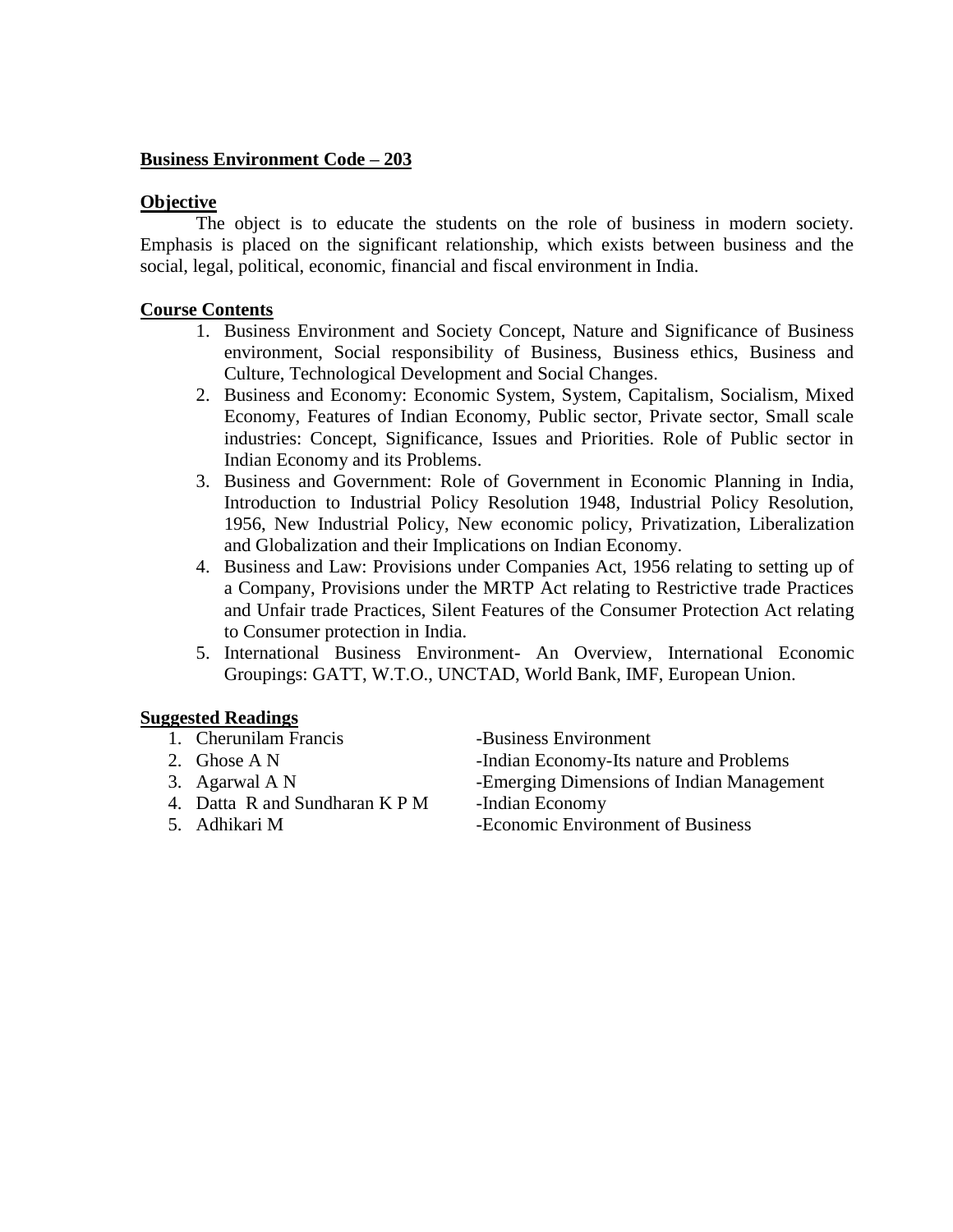**Business Environment Code – 203**

**Objective**

The object is to educate the students on the role of business in modern society. Emphasis is placed on the significant relationship, which exists between business and the social, legal, political, economic, financial and fiscal environment in India.

**Course Contents**

1. Business Environment and Society Concept, Nature and Significance of Business environment, Social responsibility of Business, Business ethics, Business and Culture, Technological Development and Social Changes.
2. Business and Economy: Economic System, System, Capitalism, Socialism, Mixed Economy, Features of Indian Economy, Public sector, Private sector, Small scale industries: Concept, Significance, Issues and Priorities. Role of Public sector in Indian Economy and its Problems.
3. Business and Government: Role of Government in Economic Planning in India, Introduction to Industrial Policy Resolution 1948, Industrial Policy Resolution, 1956, New Industrial Policy, New economic policy, Privatization, Liberalization and Globalization and their Implications on Indian Economy.
4. Business and Law: Provisions under Companies Act, 1956 relating to setting up of a Company, Provisions under the MRTP Act relating to Restrictive trade Practices and Unfair trade Practices, Silent Features of the Consumer Protection Act relating to Consumer protection in India.
5. International Business Environment- An Overview, International Economic Groupings: GATT, W.T.O., UNCTAD, World Bank, IMF, European Union.

**Suggested Readings**

1. Cherunilam Francis -Business Environment
2. Ghose A N -Indian Economy-Its nature and Problems
3. Agarwal A N -Emerging Dimensions of Indian Management
4. Datta R and Sundharan K P M -Indian Economy
5. Adhikari M -Economic Environment of Business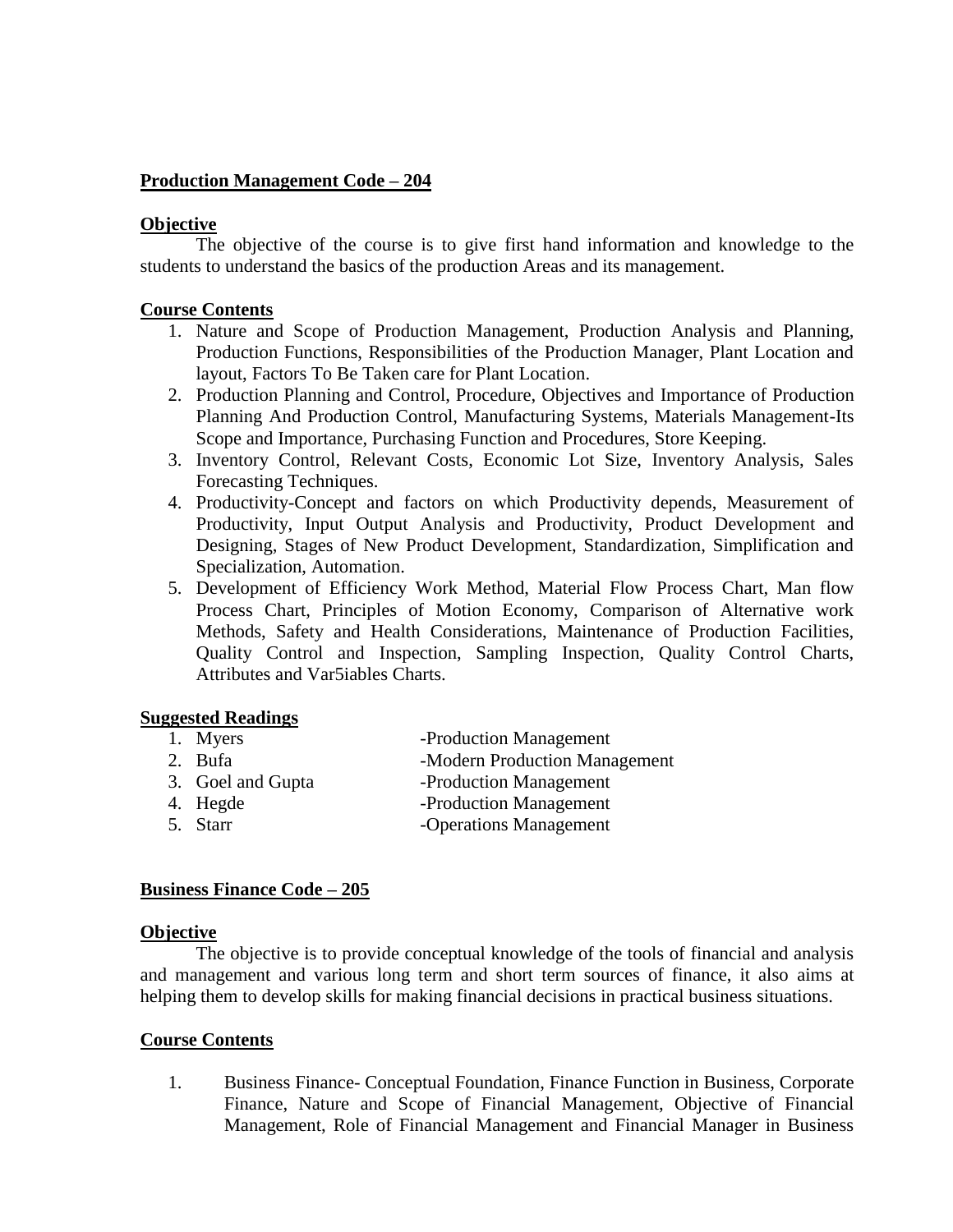**Production Management Code – 204**

**Objective**

The objective of the course is to give first hand information and knowledge to the students to understand the basics of the production Areas and its management.

**Course Contents**

1. Nature and Scope of Production Management, Production Analysis and Planning, Production Functions, Responsibilities of the Production Manager, Plant Location and layout, Factors To Be Taken care for Plant Location.
2. Production Planning and Control, Procedure, Objectives and Importance of Production Planning And Production Control, Manufacturing Systems, Materials Management-Its Scope and Importance, Purchasing Function and Procedures, Store Keeping.
3. Inventory Control, Relevant Costs, Economic Lot Size, Inventory Analysis, Sales Forecasting Techniques.
4. Productivity-Concept and factors on which Productivity depends, Measurement of Productivity, Input Output Analysis and Productivity, Product Development and Designing, Stages of New Product Development, Standardization, Simplification and Specialization, Automation.
5. Development of Efficiency Work Method, Material Flow Process Chart, Man flow Process Chart, Principles of Motion Economy, Comparison of Alternative work Methods, Safety and Health Considerations, Maintenance of Production Facilities, Quality Control and Inspection, Sampling Inspection, Quality Control Charts, Attributes and Var5iables Charts.

**Suggested Readings**

1. Myers -Production Management
2. Bufa -Modern Production Management
3. Goel and Gupta -Production Management
4. Hegde -Production Management
5. Starr -Operations Management

**Business Finance Code – 205**

**Objective**

The objective is to provide conceptual knowledge of the tools of financial and analysis and management and various long term and short term sources of finance, it also aims at helping them to develop skills for making financial decisions in practical business situations.

**Course Contents**

1. Business Finance- Conceptual Foundation, Finance Function in Business, Corporate Finance, Nature and Scope of Financial Management, Objective of Financial Management, Role of Financial Management and Financial Manager in Business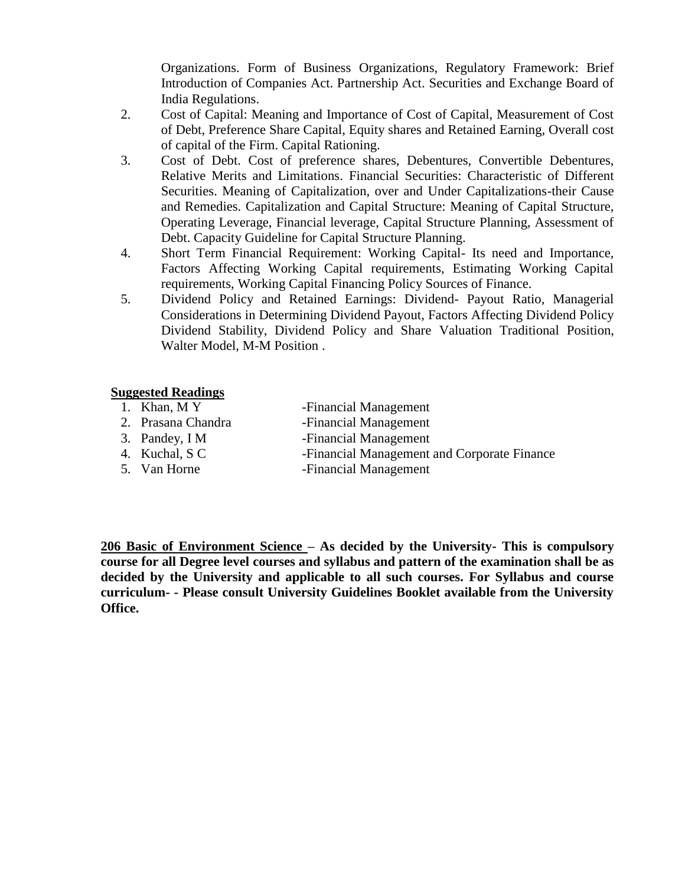Organizations. Form of Business Organizations, Regulatory Framework: Brief Introduction of Companies Act. Partnership Act. Securities and Exchange Board of India Regulations.

2. Cost of Capital: Meaning and Importance of Cost of Capital, Measurement of Cost of Debt, Preference Share Capital, Equity shares and Retained Earning, Overall cost of capital of the Firm. Capital Rationing.
3. Cost of Debt. Cost of preference shares, Debentures, Convertible Debentures, Relative Merits and Limitations. Financial Securities: Characteristic of Different Securities. Meaning of Capitalization, over and Under Capitalizations-their Cause and Remedies. Capitalization and Capital Structure: Meaning of Capital Structure, Operating Leverage, Financial leverage, Capital Structure Planning, Assessment of Debt. Capacity Guideline for Capital Structure Planning.
4. Short Term Financial Requirement: Working Capital- Its need and Importance, Factors Affecting Working Capital requirements, Estimating Working Capital requirements, Working Capital Financing Policy Sources of Finance.
5. Dividend Policy and Retained Earnings: Dividend- Payout Ratio, Managerial Considerations in Determining Dividend Payout, Factors Affecting Dividend Policy Dividend Stability, Dividend Policy and Share Valuation Traditional Position, Walter Model, M-M Position .

**Suggested Readings**

1. Khan, M Y -Financial Management
2. Prasana Chandra -Financial Management
3. Pandey, I M -Financial Management
4. Kuchal, S C -Financial Management and Corporate Finance
5. Van Horne -Financial Management

**206 Basic of Environment Science – As decided by the University- This is compulsory course for all Degree level courses and syllabus and pattern of the examination shall be as decided by the University and applicable to all such courses. For Syllabus and course curriculum- - Please consult University Guidelines Booklet available from the University Office.**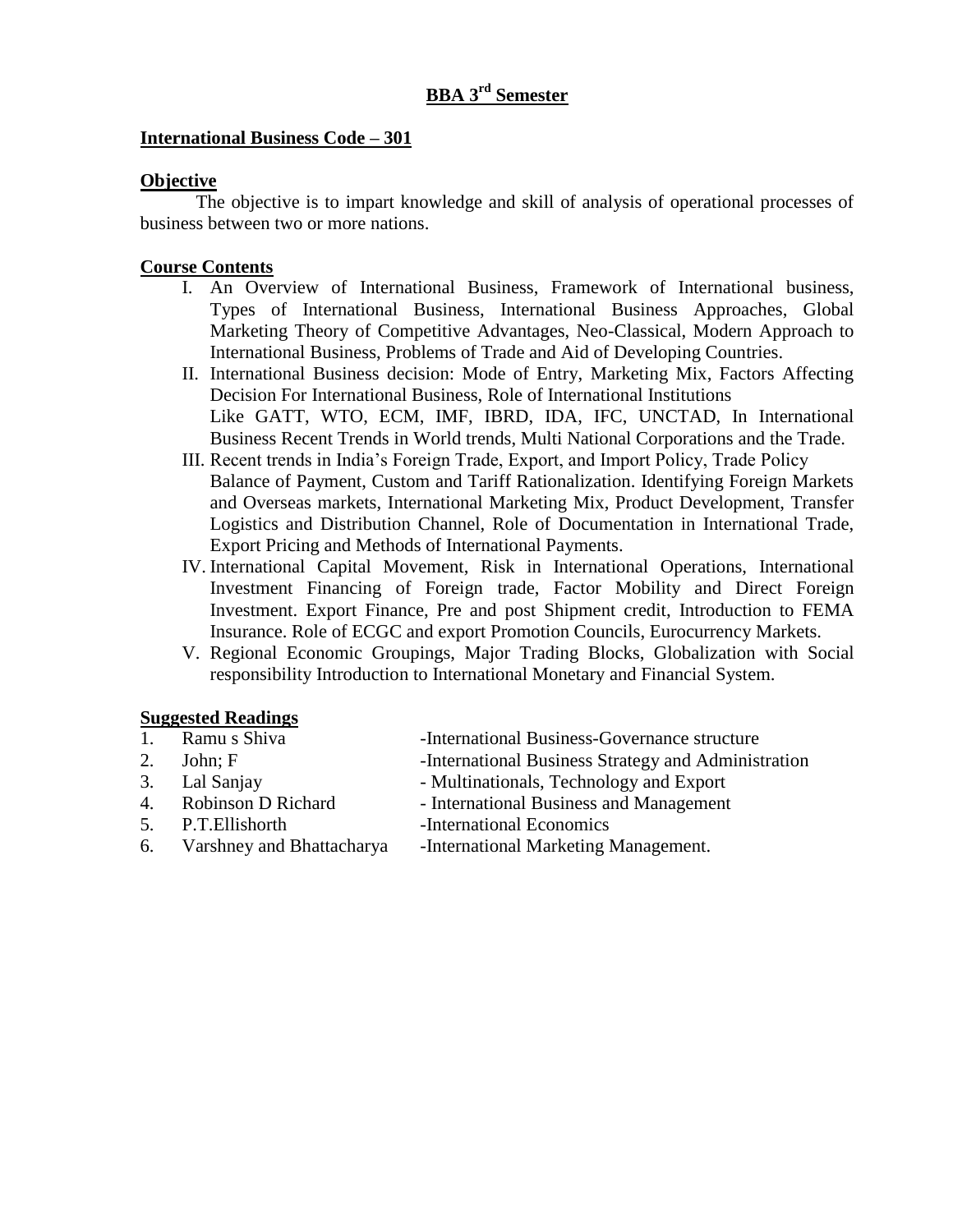# BBA 3rd Semester

## International Business Code – 301

### Objective

The objective is to impart knowledge and skill of analysis of operational processes of business between two or more nations.

### Course Contents

I. An Overview of International Business, Framework of International business, Types of International Business, International Business Approaches, Global Marketing Theory of Competitive Advantages, Neo-Classical, Modern Approach to International Business, Problems of Trade and Aid of Developing Countries.

II. International Business decision: Mode of Entry, Marketing Mix, Factors Affecting Decision For International Business, Role of International Institutions Like GATT, WTO, ECM, IMF, IBRD, IDA, IFC, UNCTAD, In International Business Recent Trends in World trends, Multi National Corporations and the Trade.

III. Recent trends in India's Foreign Trade, Export, and Import Policy, Trade Policy Balance of Payment, Custom and Tariff Rationalization. Identifying Foreign Markets and Overseas markets, International Marketing Mix, Product Development, Transfer Logistics and Distribution Channel, Role of Documentation in International Trade, Export Pricing and Methods of International Payments.

IV. International Capital Movement, Risk in International Operations, International Investment Financing of Foreign trade, Factor Mobility and Direct Foreign Investment. Export Finance, Pre and post Shipment credit, Introduction to FEMA Insurance. Role of ECGC and export Promotion Councils, Eurocurrency Markets.

V. Regional Economic Groupings, Major Trading Blocks, Globalization with Social responsibility Introduction to International Monetary and Financial System.

### Suggested Readings

1. Ramu s Shiva -International Business-Governance structure
2. John; F -International Business Strategy and Administration
3. Lal Sanjay - Multinationals, Technology and Export
4. Robinson D Richard - International Business and Management
5. P.T.Ellishorth -International Economics
6. Varshney and Bhattacharya -International Marketing Management.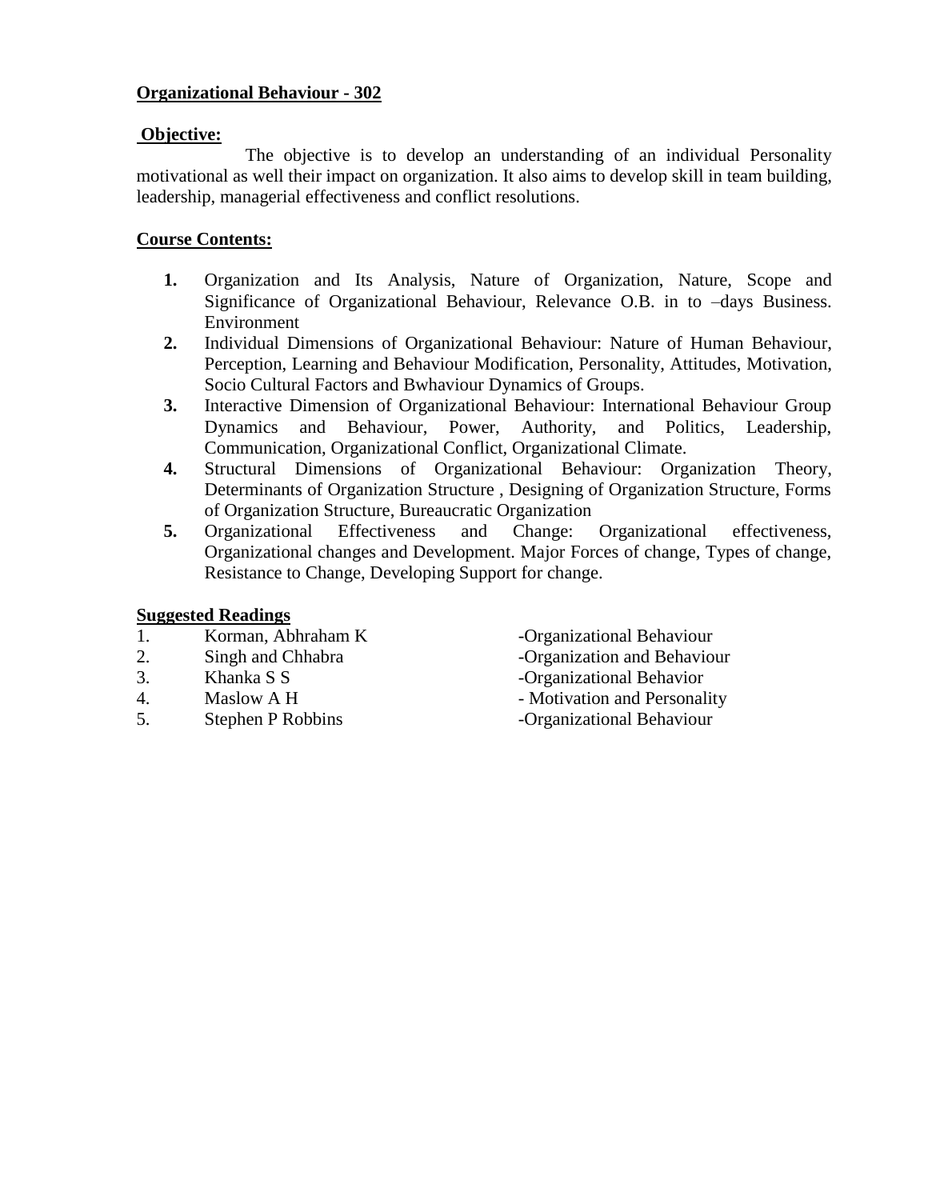**Organizational Behaviour - 302**

**Objective:**

The objective is to develop an understanding of an individual Personality motivational as well their impact on organization. It also aims to develop skill in team building, leadership, managerial effectiveness and conflict resolutions.

**Course Contents:**

1. Organization and Its Analysis, Nature of Organization, Nature, Scope and Significance of Organizational Behaviour, Relevance O.B. in to –days Business. Environment
2. Individual Dimensions of Organizational Behaviour: Nature of Human Behaviour, Perception, Learning and Behaviour Modification, Personality, Attitudes, Motivation, Socio Cultural Factors and Bwhaviour Dynamics of Groups.
3. Interactive Dimension of Organizational Behaviour: International Behaviour Group Dynamics and Behaviour, Power, Authority, and Politics, Leadership, Communication, Organizational Conflict, Organizational Climate.
4. Structural Dimensions of Organizational Behaviour: Organization Theory, Determinants of Organization Structure , Designing of Organization Structure, Forms of Organization Structure, Bureaucratic Organization
5. Organizational Effectiveness and Change: Organizational effectiveness, Organizational changes and Development. Major Forces of change, Types of change, Resistance to Change, Developing Support for change.

**Suggested Readings**

1. Korman, Abhraham K -Organizational Behaviour
2. Singh and Chhabra -Organization and Behaviour
3. Khanka S S -Organizational Behavior
4. Maslow A H - Motivation and Personality
5. Stephen P Robbins -Organizational Behaviour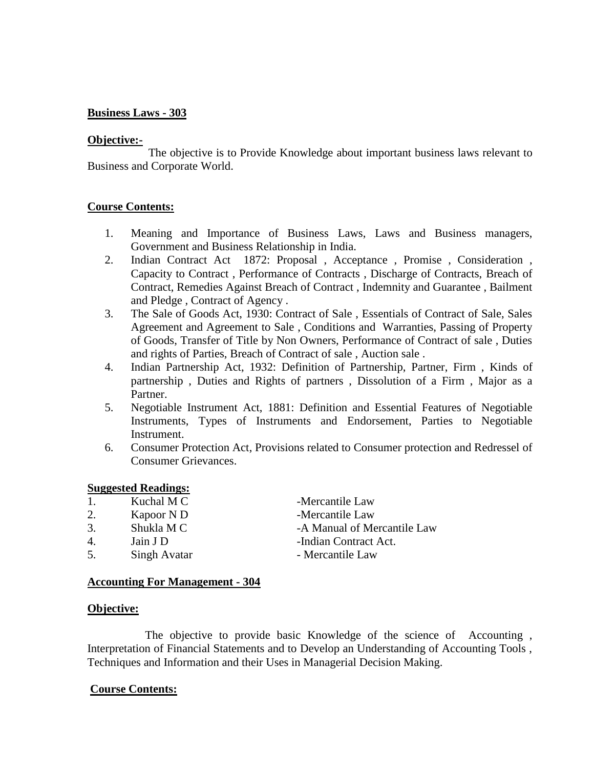**Business Laws - 303**

**Objective:-**

The objective is to Provide Knowledge about important business laws relevant to Business and Corporate World.

**Course Contents:**

1. Meaning and Importance of Business Laws, Laws and Business managers, Government and Business Relationship in India.
2. Indian Contract Act 1872: Proposal , Acceptance , Promise , Consideration , Capacity to Contract , Performance of Contracts , Discharge of Contracts, Breach of Contract, Remedies Against Breach of Contract , Indemnity and Guarantee , Bailment and Pledge , Contract of Agency .
3. The Sale of Goods Act, 1930: Contract of Sale , Essentials of Contract of Sale, Sales Agreement and Agreement to Sale , Conditions and Warranties, Passing of Property of Goods, Transfer of Title by Non Owners, Performance of Contract of sale , Duties and rights of Parties, Breach of Contract of sale , Auction sale .
4. Indian Partnership Act, 1932: Definition of Partnership, Partner, Firm , Kinds of partnership , Duties and Rights of partners , Dissolution of a Firm , Major as a Partner.
5. Negotiable Instrument Act, 1881: Definition and Essential Features of Negotiable Instruments, Types of Instruments and Endorsement, Parties to Negotiable Instrument.
6. Consumer Protection Act, Provisions related to Consumer protection and Redressel of Consumer Grievances.

**Suggested Readings:**

1. Kuchal M C -Mercantile Law
2. Kapoor N D -Mercantile Law
3. Shukla M C -A Manual of Mercantile Law
4. Jain J D -Indian Contract Act.
5. Singh Avatar - Mercantile Law

**Accounting For Management - 304**

**Objective:**

The objective to provide basic Knowledge of the science of Accounting , Interpretation of Financial Statements and to Develop an Understanding of Accounting Tools , Techniques and Information and their Uses in Managerial Decision Making.

**Course Contents:**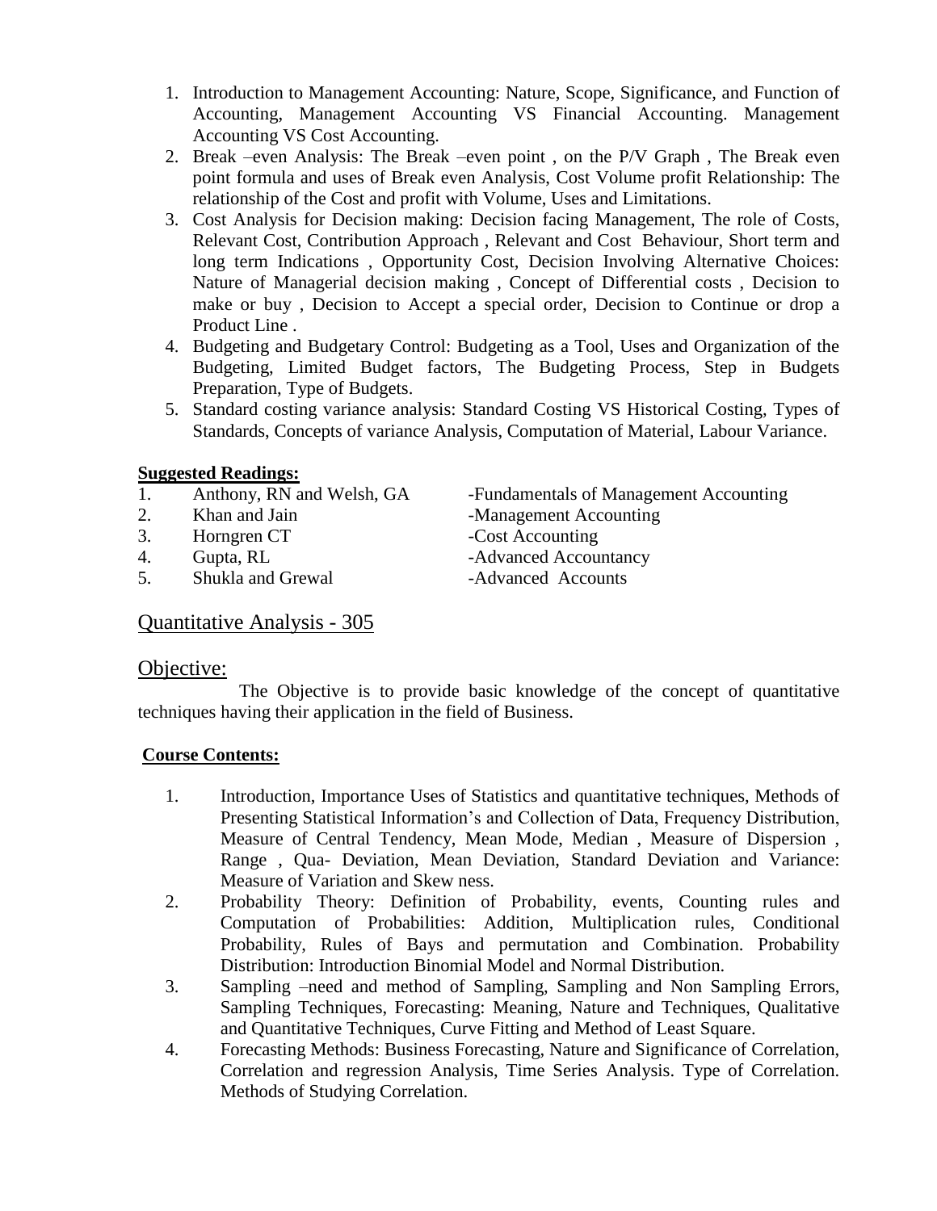1. Introduction to Management Accounting: Nature, Scope, Significance, and Function of Accounting, Management Accounting VS Financial Accounting. Management Accounting VS Cost Accounting.
2. Break –even Analysis: The Break –even point , on the P/V Graph , The Break even point formula and uses of Break even Analysis, Cost Volume profit Relationship: The relationship of the Cost and profit with Volume, Uses and Limitations.
3. Cost Analysis for Decision making: Decision facing Management, The role of Costs, Relevant Cost, Contribution Approach , Relevant and Cost Behaviour, Short term and long term Indications , Opportunity Cost, Decision Involving Alternative Choices: Nature of Managerial decision making , Concept of Differential costs , Decision to make or buy , Decision to Accept a special order, Decision to Continue or drop a Product Line .
4. Budgeting and Budgetary Control: Budgeting as a Tool, Uses and Organization of the Budgeting, Limited Budget factors, The Budgeting Process, Step in Budgets Preparation, Type of Budgets.
5. Standard costing variance analysis: Standard Costing VS Historical Costing, Types of Standards, Concepts of variance Analysis, Computation of Material, Labour Variance.

**Suggested Readings:**

| | | |
|---|---|---|
| 1. | Anthony, RN and Welsh, GA | -Fundamentals of Management Accounting |
| 2. | Khan and Jain | -Management Accounting |
| 3. | Horngren CT | -Cost Accounting |
| 4. | Gupta, RL | -Advanced Accountancy |
| 5. | Shukla and Grewal | -Advanced Accounts |

## Quantitative Analysis - 305

## Objective:

The Objective is to provide basic knowledge of the concept of quantitative techniques having their application in the field of Business.

**Course Contents:**

1. Introduction, Importance Uses of Statistics and quantitative techniques, Methods of Presenting Statistical Information's and Collection of Data, Frequency Distribution, Measure of Central Tendency, Mean Mode, Median , Measure of Dispersion , Range , Qua- Deviation, Mean Deviation, Standard Deviation and Variance: Measure of Variation and Skew ness.
2. Probability Theory: Definition of Probability, events, Counting rules and Computation of Probabilities: Addition, Multiplication rules, Conditional Probability, Rules of Bays and permutation and Combination. Probability Distribution: Introduction Binomial Model and Normal Distribution.
3. Sampling –need and method of Sampling, Sampling and Non Sampling Errors, Sampling Techniques, Forecasting: Meaning, Nature and Techniques, Qualitative and Quantitative Techniques, Curve Fitting and Method of Least Square.
4. Forecasting Methods: Business Forecasting, Nature and Significance of Correlation, Correlation and regression Analysis, Time Series Analysis. Type of Correlation. Methods of Studying Correlation.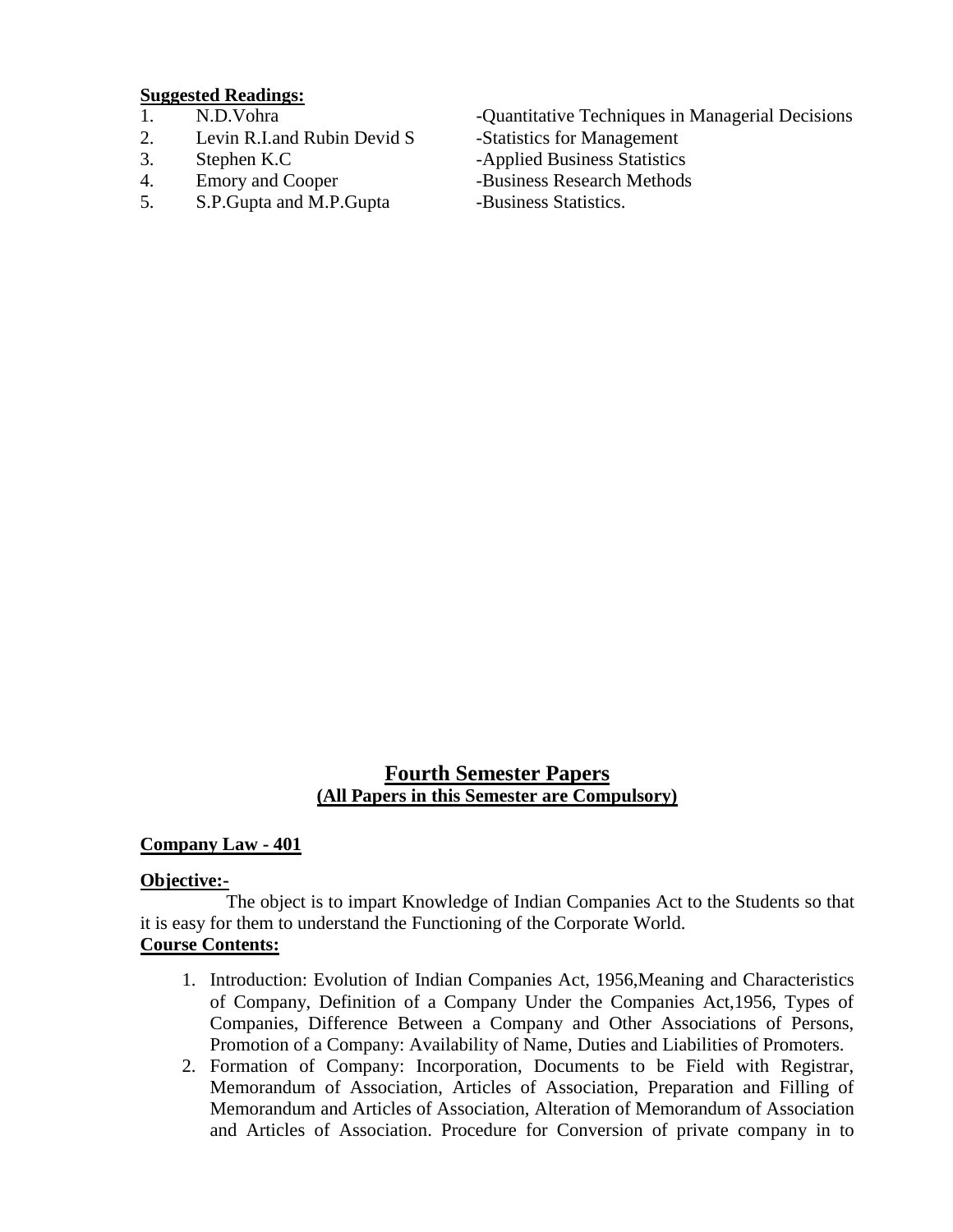**Suggested Readings:**

1. N.D.Vohra -Quantitative Techniques in Managerial Decisions
2. Levin R.I.and Rubin Devid S -Statistics for Management
3. Stephen K.C -Applied Business Statistics
4. Emory and Cooper -Business Research Methods
5. S.P.Gupta and M.P.Gupta -Business Statistics.

## Fourth Semester Papers

### (All Papers in this Semester are Compulsory)

**Company Law - 401**

**Objective:-**

The object is to impart Knowledge of Indian Companies Act to the Students so that it is easy for them to understand the Functioning of the Corporate World.

**Course Contents:**

1. Introduction: Evolution of Indian Companies Act, 1956,Meaning and Characteristics of Company, Definition of a Company Under the Companies Act,1956, Types of Companies, Difference Between a Company and Other Associations of Persons, Promotion of a Company: Availability of Name, Duties and Liabilities of Promoters.
2. Formation of Company: Incorporation, Documents to be Field with Registrar, Memorandum of Association, Articles of Association, Preparation and Filling of Memorandum and Articles of Association, Alteration of Memorandum of Association and Articles of Association. Procedure for Conversion of private company in to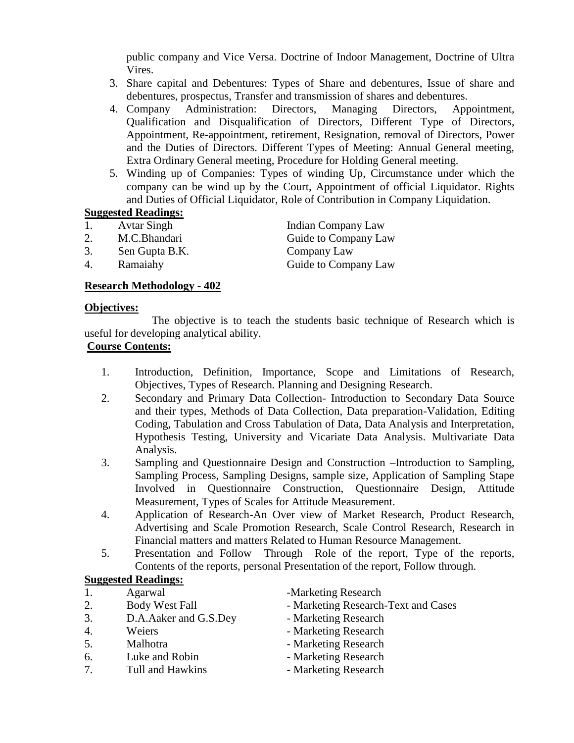public company and Vice Versa. Doctrine of Indoor Management, Doctrine of Ultra Vires.

3. Share capital and Debentures: Types of Share and debentures, Issue of share and debentures, prospectus, Transfer and transmission of shares and debentures.
4. Company Administration: Directors, Managing Directors, Appointment, Qualification and Disqualification of Directors, Different Type of Directors, Appointment, Re-appointment, retirement, Resignation, removal of Directors, Power and the Duties of Directors. Different Types of Meeting: Annual General meeting, Extra Ordinary General meeting, Procedure for Holding General meeting.
5. Winding up of Companies: Types of winding Up, Circumstance under which the company can be wind up by the Court, Appointment of official Liquidator. Rights and Duties of Official Liquidator, Role of Contribution in Company Liquidation.

**Suggested Readings:**

| | | |
|---|---|---|
| 1. | Avtar Singh | Indian Company Law |
| 2. | M.C.Bhandari | Guide to Company Law |
| 3. | Sen Gupta B.K. | Company Law |
| 4. | Ramaiahy | Guide to Company Law |

**Research Methodology - 402**

**Objectives:**

The objective is to teach the students basic technique of Research which is useful for developing analytical ability.

**Course Contents:**

1. Introduction, Definition, Importance, Scope and Limitations of Research, Objectives, Types of Research. Planning and Designing Research.
2. Secondary and Primary Data Collection- Introduction to Secondary Data Source and their types, Methods of Data Collection, Data preparation-Validation, Editing Coding, Tabulation and Cross Tabulation of Data, Data Analysis and Interpretation, Hypothesis Testing, University and Vicariate Data Analysis. Multivariate Data Analysis.
3. Sampling and Questionnaire Design and Construction –Introduction to Sampling, Sampling Process, Sampling Designs, sample size, Application of Sampling Stape Involved in Questionnaire Construction, Questionnaire Design, Attitude Measurement, Types of Scales for Attitude Measurement.
4. Application of Research-An Over view of Market Research, Product Research, Advertising and Scale Promotion Research, Scale Control Research, Research in Financial matters and matters Related to Human Resource Management.
5. Presentation and Follow –Through –Role of the report, Type of the reports, Contents of the reports, personal Presentation of the report, Follow through.

**Suggested Readings:**

| | | |
|---|---|---|
| 1. | Agarwal | -Marketing Research |
| 2. | Body West Fall | - Marketing Research-Text and Cases |
| 3. | D.A.Aaker and G.S.Dey | - Marketing Research |
| 4. | Weiers | - Marketing Research |
| 5. | Malhotra | - Marketing Research |
| 6. | Luke and Robin | - Marketing Research |
| 7. | Tull and Hawkins | - Marketing Research |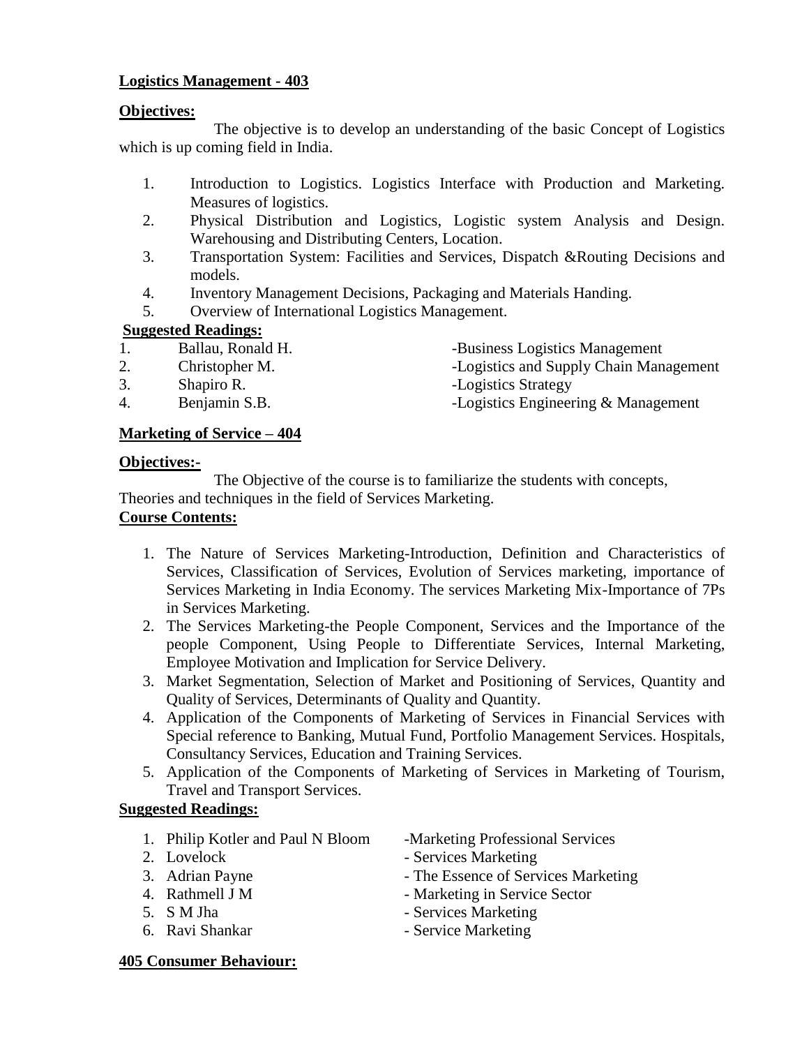**Logistics Management - 403**

**Objectives:**

The objective is to develop an understanding of the basic Concept of Logistics which is up coming field in India.

1. Introduction to Logistics. Logistics Interface with Production and Marketing. Measures of logistics.
2. Physical Distribution and Logistics, Logistic system Analysis and Design. Warehousing and Distributing Centers, Location.
3. Transportation System: Facilities and Services, Dispatch &Routing Decisions and models.
4. Inventory Management Decisions, Packaging and Materials Handing.
5. Overview of International Logistics Management.

**Suggested Readings:**

1. Ballau, Ronald H. -Business Logistics Management
2. Christopher M. -Logistics and Supply Chain Management
3. Shapiro R. -Logistics Strategy
4. Benjamin S.B. -Logistics Engineering & Management

**Marketing of Service – 404**

**Objectives:-**

The Objective of the course is to familiarize the students with concepts, Theories and techniques in the field of Services Marketing.

**Course Contents:**

1. The Nature of Services Marketing-Introduction, Definition and Characteristics of Services, Classification of Services, Evolution of Services marketing, importance of Services Marketing in India Economy. The services Marketing Mix-Importance of 7Ps in Services Marketing.
2. The Services Marketing-the People Component, Services and the Importance of the people Component, Using People to Differentiate Services, Internal Marketing, Employee Motivation and Implication for Service Delivery.
3. Market Segmentation, Selection of Market and Positioning of Services, Quantity and Quality of Services, Determinants of Quality and Quantity.
4. Application of the Components of Marketing of Services in Financial Services with Special reference to Banking, Mutual Fund, Portfolio Management Services. Hospitals, Consultancy Services, Education and Training Services.
5. Application of the Components of Marketing of Services in Marketing of Tourism, Travel and Transport Services.

**Suggested Readings:**

1. Philip Kotler and Paul N Bloom -Marketing Professional Services
2. Lovelock - Services Marketing
3. Adrian Payne - The Essence of Services Marketing
4. Rathmell J M - Marketing in Service Sector
5. S M Jha - Services Marketing
6. Ravi Shankar - Service Marketing

**405 Consumer Behaviour:**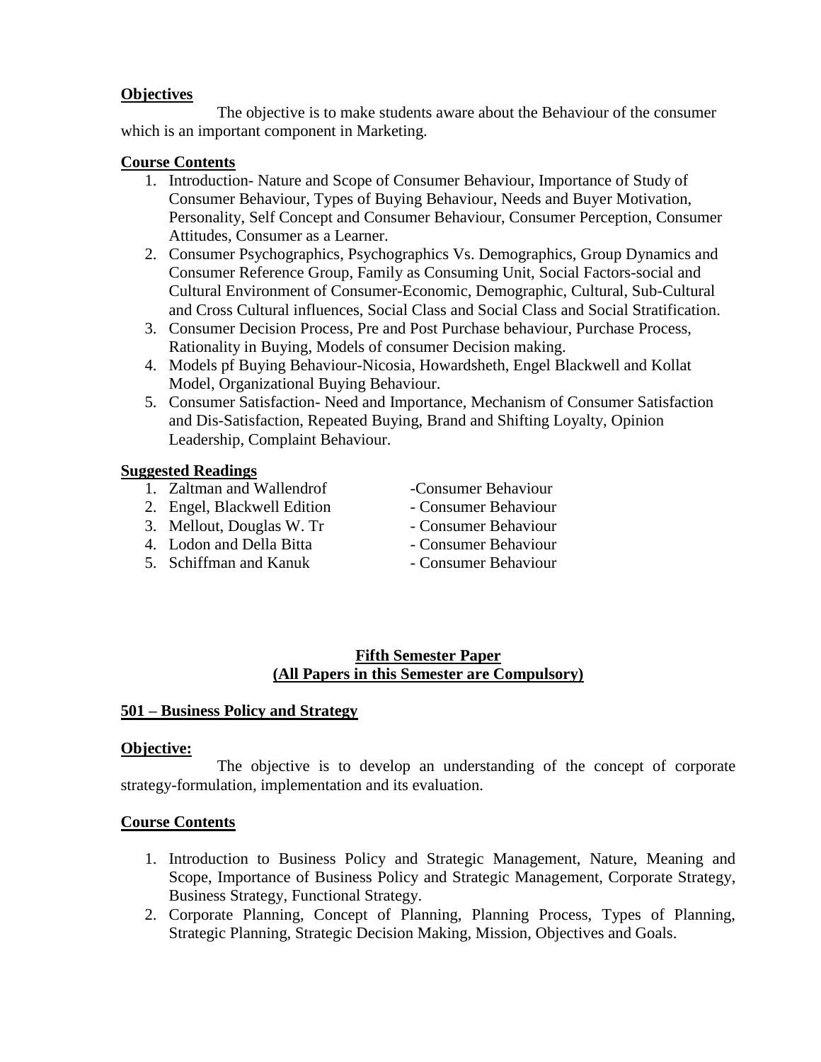**Objectives**

The objective is to make students aware about the Behaviour of the consumer which is an important component in Marketing.

**Course Contents**

1. Introduction- Nature and Scope of Consumer Behaviour, Importance of Study of Consumer Behaviour, Types of Buying Behaviour, Needs and Buyer Motivation, Personality, Self Concept and Consumer Behaviour, Consumer Perception, Consumer Attitudes, Consumer as a Learner.
2. Consumer Psychographics, Psychographics Vs. Demographics, Group Dynamics and Consumer Reference Group, Family as Consuming Unit, Social Factors-social and Cultural Environment of Consumer-Economic, Demographic, Cultural, Sub-Cultural and Cross Cultural influences, Social Class and Social Class and Social Stratification.
3. Consumer Decision Process, Pre and Post Purchase behaviour, Purchase Process, Rationality in Buying, Models of consumer Decision making.
4. Models pf Buying Behaviour-Nicosia, Howardsheth, Engel Blackwell and Kollat Model, Organizational Buying Behaviour.
5. Consumer Satisfaction- Need and Importance, Mechanism of Consumer Satisfaction and Dis-Satisfaction, Repeated Buying, Brand and Shifting Loyalty, Opinion Leadership, Complaint Behaviour.

**Suggested Readings**

1. Zaltman and Wallendrof -Consumer Behaviour
2. Engel, Blackwell Edition - Consumer Behaviour
3. Mellout, Douglas W. Tr - Consumer Behaviour
4. Lodon and Della Bitta - Consumer Behaviour
5. Schiffman and Kanuk - Consumer Behaviour

## Fifth Semester Paper
## (All Papers in this Semester are Compulsory)

### 501 – Business Policy and Strategy

**Objective:**

The objective is to develop an understanding of the concept of corporate strategy-formulation, implementation and its evaluation.

**Course Contents**

1. Introduction to Business Policy and Strategic Management, Nature, Meaning and Scope, Importance of Business Policy and Strategic Management, Corporate Strategy, Business Strategy, Functional Strategy.
2. Corporate Planning, Concept of Planning, Planning Process, Types of Planning, Strategic Planning, Strategic Decision Making, Mission, Objectives and Goals.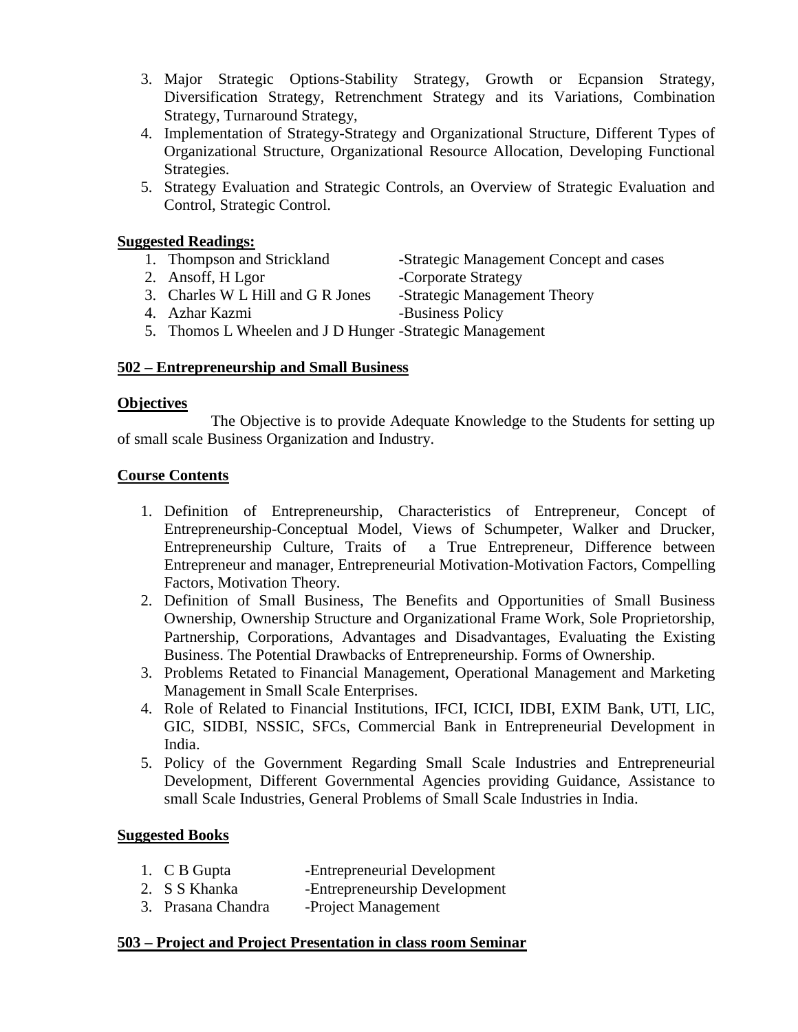3. Major Strategic Options-Stability Strategy, Growth or Ecpansion Strategy, Diversification Strategy, Retrenchment Strategy and its Variations, Combination Strategy, Turnaround Strategy,
4. Implementation of Strategy-Strategy and Organizational Structure, Different Types of Organizational Structure, Organizational Resource Allocation, Developing Functional Strategies.
5. Strategy Evaluation and Strategic Controls, an Overview of Strategic Evaluation and Control, Strategic Control.

**Suggested Readings:**

1. Thompson and Strickland -Strategic Management Concept and cases
2. Ansoff, H Lgor -Corporate Strategy
3. Charles W L Hill and G R Jones -Strategic Management Theory
4. Azhar Kazmi -Business Policy
5. Thomos L Wheelen and J D Hunger -Strategic Management

**502 – Entrepreneurship and Small Business**

**Objectives**

The Objective is to provide Adequate Knowledge to the Students for setting up of small scale Business Organization and Industry.

**Course Contents**

1. Definition of Entrepreneurship, Characteristics of Entrepreneur, Concept of Entrepreneurship-Conceptual Model, Views of Schumpeter, Walker and Drucker, Entrepreneurship Culture, Traits of a True Entrepreneur, Difference between Entrepreneur and manager, Entrepreneurial Motivation-Motivation Factors, Compelling Factors, Motivation Theory.
2. Definition of Small Business, The Benefits and Opportunities of Small Business Ownership, Ownership Structure and Organizational Frame Work, Sole Proprietorship, Partnership, Corporations, Advantages and Disadvantages, Evaluating the Existing Business. The Potential Drawbacks of Entrepreneurship. Forms of Ownership.
3. Problems Retated to Financial Management, Operational Management and Marketing Management in Small Scale Enterprises.
4. Role of Related to Financial Institutions, IFCI, ICICI, IDBI, EXIM Bank, UTI, LIC, GIC, SIDBI, NSSIC, SFCs, Commercial Bank in Entrepreneurial Development in India.
5. Policy of the Government Regarding Small Scale Industries and Entrepreneurial Development, Different Governmental Agencies providing Guidance, Assistance to small Scale Industries, General Problems of Small Scale Industries in India.

**Suggested Books**

1. C B Gupta -Entrepreneurial Development
2. S S Khanka -Entrepreneurship Development
3. Prasana Chandra -Project Management

**503 – Project and Project Presentation in class room Seminar**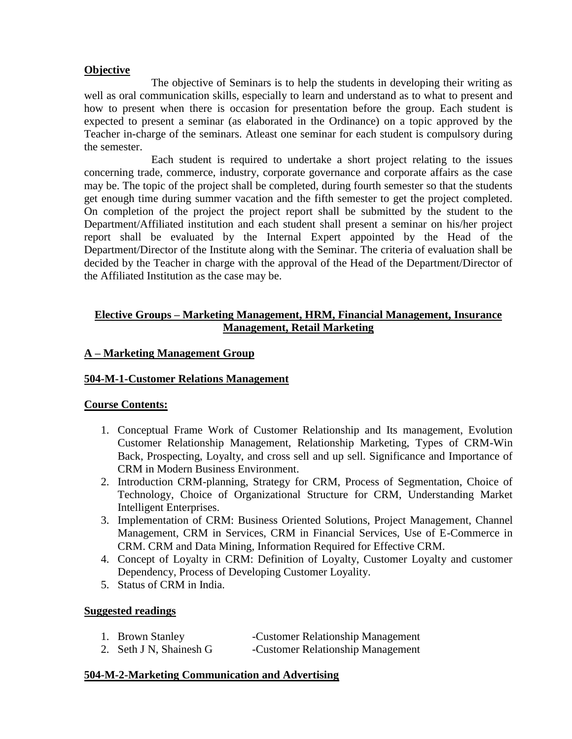**Objective**

The objective of Seminars is to help the students in developing their writing as well as oral communication skills, especially to learn and understand as to what to present and how to present when there is occasion for presentation before the group. Each student is expected to present a seminar (as elaborated in the Ordinance) on a topic approved by the Teacher in-charge of the seminars. Atleast one seminar for each student is compulsory during the semester.

Each student is required to undertake a short project relating to the issues concerning trade, commerce, industry, corporate governance and corporate affairs as the case may be. The topic of the project shall be completed, during fourth semester so that the students get enough time during summer vacation and the fifth semester to get the project completed. On completion of the project the project report shall be submitted by the student to the Department/Affiliated institution and each student shall present a seminar on his/her project report shall be evaluated by the Internal Expert appointed by the Head of the Department/Director of the Institute along with the Seminar. The criteria of evaluation shall be decided by the Teacher in charge with the approval of the Head of the Department/Director of the Affiliated Institution as the case may be.

## Elective Groups – Marketing Management, HRM, Financial Management, Insurance Management, Retail Marketing

### A – Marketing Management Group

### 504-M-1-Customer Relations Management

**Course Contents:**

1. Conceptual Frame Work of Customer Relationship and Its management, Evolution Customer Relationship Management, Relationship Marketing, Types of CRM-Win Back, Prospecting, Loyalty, and cross sell and up sell. Significance and Importance of CRM in Modern Business Environment.
2. Introduction CRM-planning, Strategy for CRM, Process of Segmentation, Choice of Technology, Choice of Organizational Structure for CRM, Understanding Market Intelligent Enterprises.
3. Implementation of CRM: Business Oriented Solutions, Project Management, Channel Management, CRM in Services, CRM in Financial Services, Use of E-Commerce in CRM. CRM and Data Mining, Information Required for Effective CRM.
4. Concept of Loyalty in CRM: Definition of Loyalty, Customer Loyalty and customer Dependency, Process of Developing Customer Loyality.
5. Status of CRM in India.

**Suggested readings**

1. Brown Stanley -Customer Relationship Management
2. Seth J N, Shainesh G -Customer Relationship Management

### 504-M-2-Marketing Communication and Advertising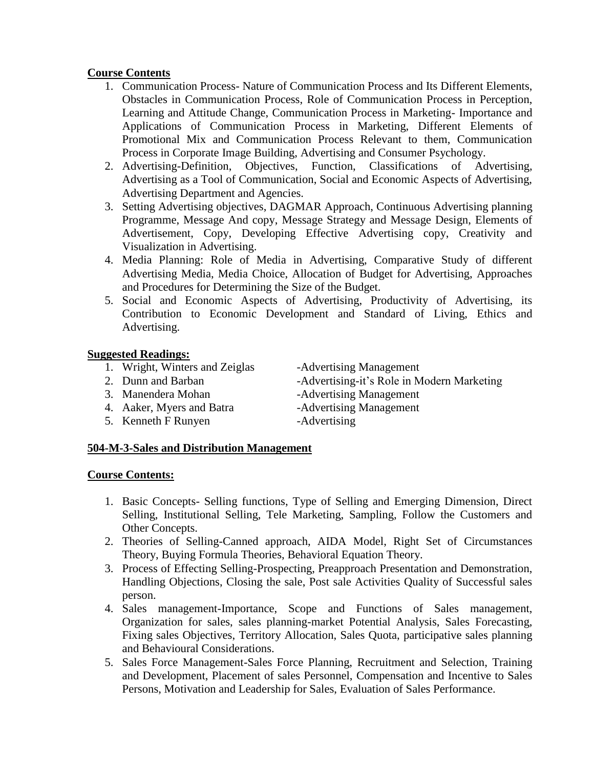**Course Contents**

1. Communication Process- Nature of Communication Process and Its Different Elements, Obstacles in Communication Process, Role of Communication Process in Perception, Learning and Attitude Change, Communication Process in Marketing- Importance and Applications of Communication Process in Marketing, Different Elements of Promotional Mix and Communication Process Relevant to them, Communication Process in Corporate Image Building, Advertising and Consumer Psychology.
2. Advertising-Definition, Objectives, Function, Classifications of Advertising, Advertising as a Tool of Communication, Social and Economic Aspects of Advertising, Advertising Department and Agencies.
3. Setting Advertising objectives, DAGMAR Approach, Continuous Advertising planning Programme, Message And copy, Message Strategy and Message Design, Elements of Advertisement, Copy, Developing Effective Advertising copy, Creativity and Visualization in Advertising.
4. Media Planning: Role of Media in Advertising, Comparative Study of different Advertising Media, Media Choice, Allocation of Budget for Advertising, Approaches and Procedures for Determining the Size of the Budget.
5. Social and Economic Aspects of Advertising, Productivity of Advertising, its Contribution to Economic Development and Standard of Living, Ethics and Advertising.

**Suggested Readings:**

1. Wright, Winters and Zeiglas -Advertising Management
2. Dunn and Barban -Advertising-it's Role in Modern Marketing
3. Manendera Mohan -Advertising Management
4. Aaker, Myers and Batra -Advertising Management
5. Kenneth F Runyen -Advertising

**504-M-3-Sales and Distribution Management**

**Course Contents:**

1. Basic Concepts- Selling functions, Type of Selling and Emerging Dimension, Direct Selling, Institutional Selling, Tele Marketing, Sampling, Follow the Customers and Other Concepts.
2. Theories of Selling-Canned approach, AIDA Model, Right Set of Circumstances Theory, Buying Formula Theories, Behavioral Equation Theory.
3. Process of Effecting Selling-Prospecting, Preapproach Presentation and Demonstration, Handling Objections, Closing the sale, Post sale Activities Quality of Successful sales person.
4. Sales management-Importance, Scope and Functions of Sales management, Organization for sales, sales planning-market Potential Analysis, Sales Forecasting, Fixing sales Objectives, Territory Allocation, Sales Quota, participative sales planning and Behavioural Considerations.
5. Sales Force Management-Sales Force Planning, Recruitment and Selection, Training and Development, Placement of sales Personnel, Compensation and Incentive to Sales Persons, Motivation and Leadership for Sales, Evaluation of Sales Performance.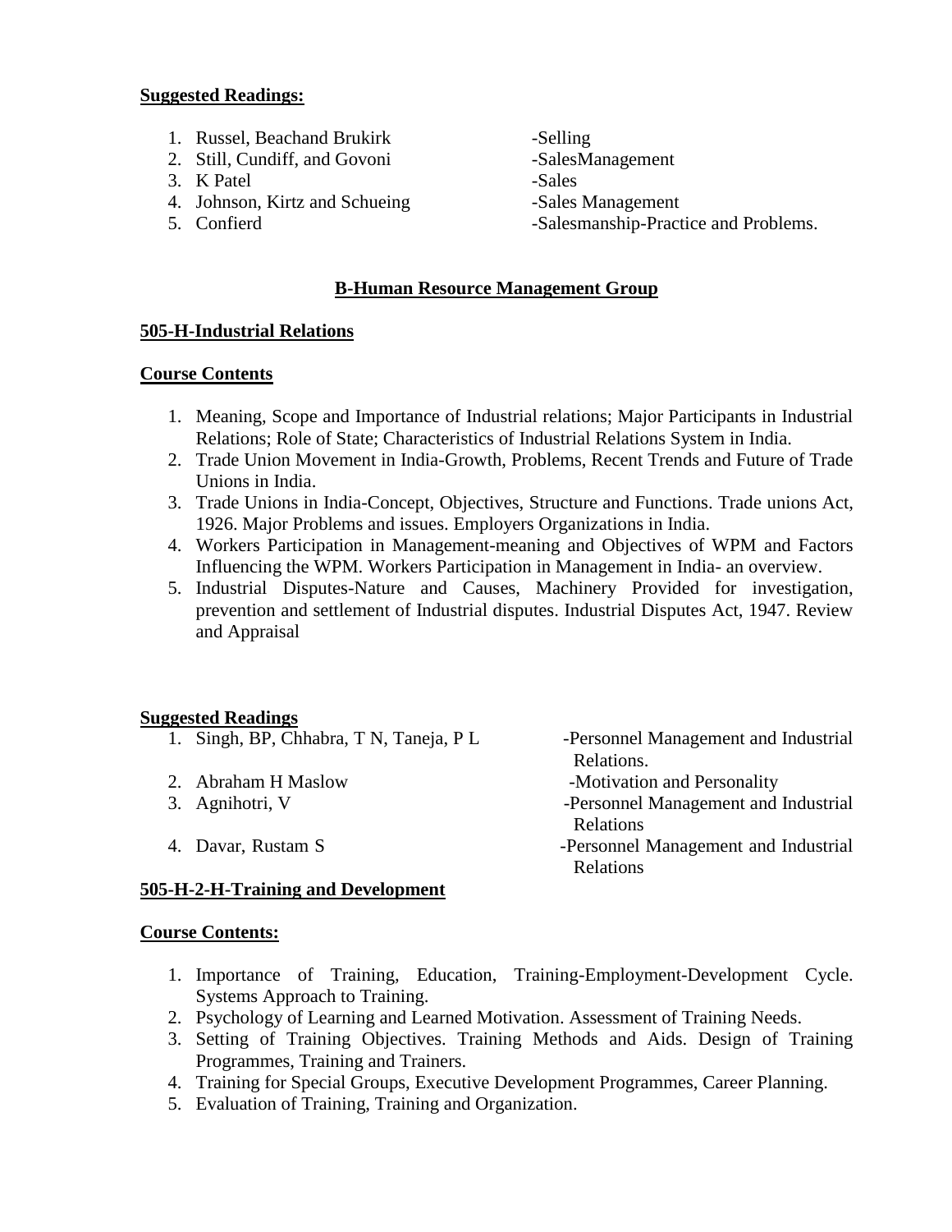**Suggested Readings:**

1. Russel, Beachand Brukirk -Selling
2. Still, Cundiff, and Govoni -SalesManagement
3. K Patel -Sales
4. Johnson, Kirtz and Schueing -Sales Management
5. Confierd -Salesmanship-Practice and Problems.

## B-Human Resource Management Group

### 505-H-Industrial Relations

**Course Contents**

1. Meaning, Scope and Importance of Industrial relations; Major Participants in Industrial Relations; Role of State; Characteristics of Industrial Relations System in India.
2. Trade Union Movement in India-Growth, Problems, Recent Trends and Future of Trade Unions in India.
3. Trade Unions in India-Concept, Objectives, Structure and Functions. Trade unions Act, 1926. Major Problems and issues. Employers Organizations in India.
4. Workers Participation in Management-meaning and Objectives of WPM and Factors Influencing the WPM. Workers Participation in Management in India- an overview.
5. Industrial Disputes-Nature and Causes, Machinery Provided for investigation, prevention and settlement of Industrial disputes. Industrial Disputes Act, 1947. Review and Appraisal

**Suggested Readings**

1. Singh, BP, Chhabra, T N, Taneja, P L -Personnel Management and Industrial Relations.
2. Abraham H Maslow -Motivation and Personality
3. Agnihotri, V -Personnel Management and Industrial Relations
4. Davar, Rustam S -Personnel Management and Industrial Relations

### 505-H-2-H-Training and Development

**Course Contents:**

1. Importance of Training, Education, Training-Employment-Development Cycle. Systems Approach to Training.
2. Psychology of Learning and Learned Motivation. Assessment of Training Needs.
3. Setting of Training Objectives. Training Methods and Aids. Design of Training Programmes, Training and Trainers.
4. Training for Special Groups, Executive Development Programmes, Career Planning.
5. Evaluation of Training, Training and Organization.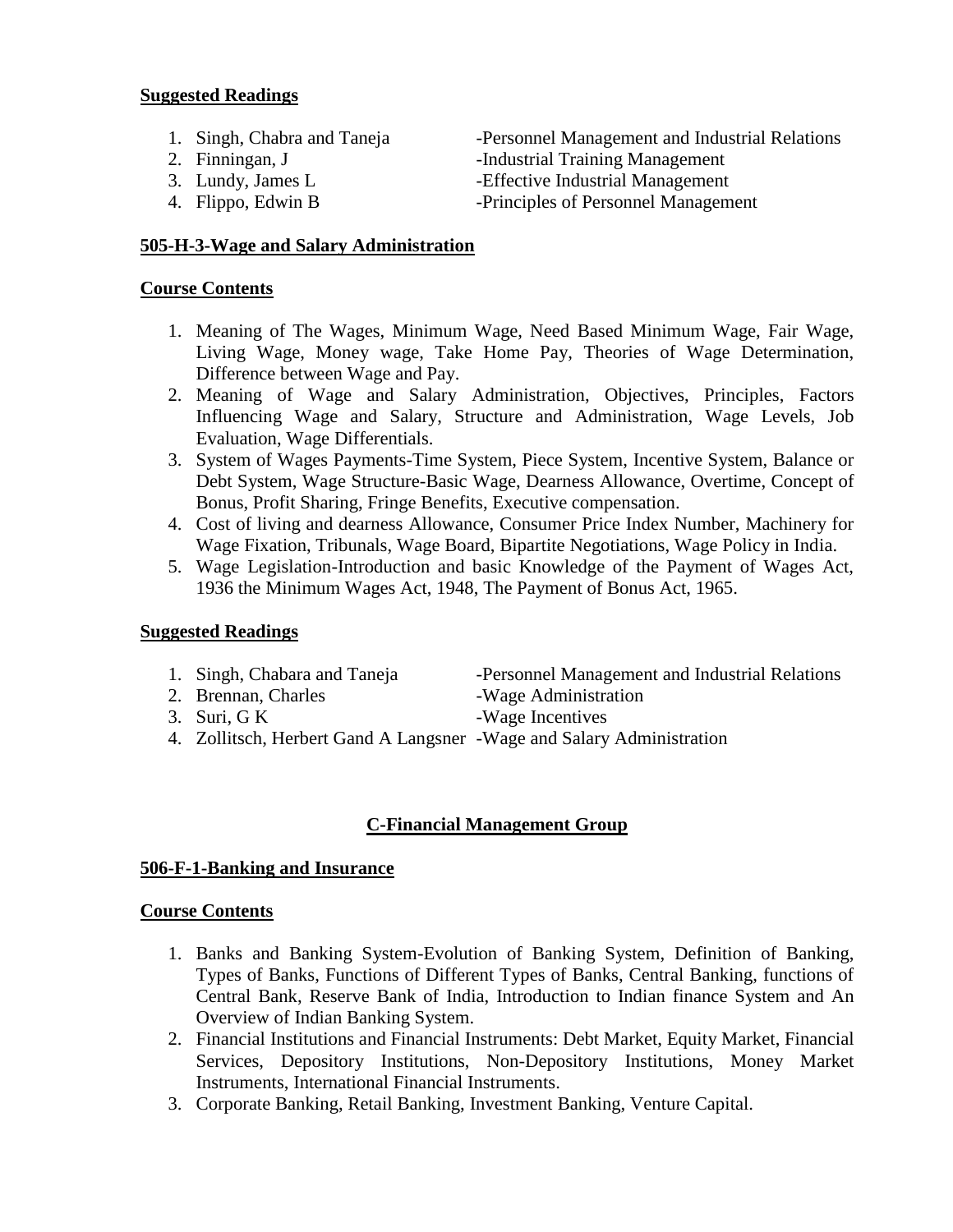**Suggested Readings**

1. Singh, Chabra and Taneja -Personnel Management and Industrial Relations
2. Finningan, J -Industrial Training Management
3. Lundy, James L -Effective Industrial Management
4. Flippo, Edwin B -Principles of Personnel Management

**505-H-3-Wage and Salary Administration**

**Course Contents**

1. Meaning of The Wages, Minimum Wage, Need Based Minimum Wage, Fair Wage, Living Wage, Money wage, Take Home Pay, Theories of Wage Determination, Difference between Wage and Pay.
2. Meaning of Wage and Salary Administration, Objectives, Principles, Factors Influencing Wage and Salary, Structure and Administration, Wage Levels, Job Evaluation, Wage Differentials.
3. System of Wages Payments-Time System, Piece System, Incentive System, Balance or Debt System, Wage Structure-Basic Wage, Dearness Allowance, Overtime, Concept of Bonus, Profit Sharing, Fringe Benefits, Executive compensation.
4. Cost of living and dearness Allowance, Consumer Price Index Number, Machinery for Wage Fixation, Tribunals, Wage Board, Bipartite Negotiations, Wage Policy in India.
5. Wage Legislation-Introduction and basic Knowledge of the Payment of Wages Act, 1936 the Minimum Wages Act, 1948, The Payment of Bonus Act, 1965.

**Suggested Readings**

1. Singh, Chabara and Taneja -Personnel Management and Industrial Relations
2. Brennan, Charles -Wage Administration
3. Suri, G K -Wage Incentives
4. Zollitsch, Herbert Gand A Langsner -Wage and Salary Administration

## C-Financial Management Group

**506-F-1-Banking and Insurance**

**Course Contents**

1. Banks and Banking System-Evolution of Banking System, Definition of Banking, Types of Banks, Functions of Different Types of Banks, Central Banking, functions of Central Bank, Reserve Bank of India, Introduction to Indian finance System and An Overview of Indian Banking System.
2. Financial Institutions and Financial Instruments: Debt Market, Equity Market, Financial Services, Depository Institutions, Non-Depository Institutions, Money Market Instruments, International Financial Instruments.
3. Corporate Banking, Retail Banking, Investment Banking, Venture Capital.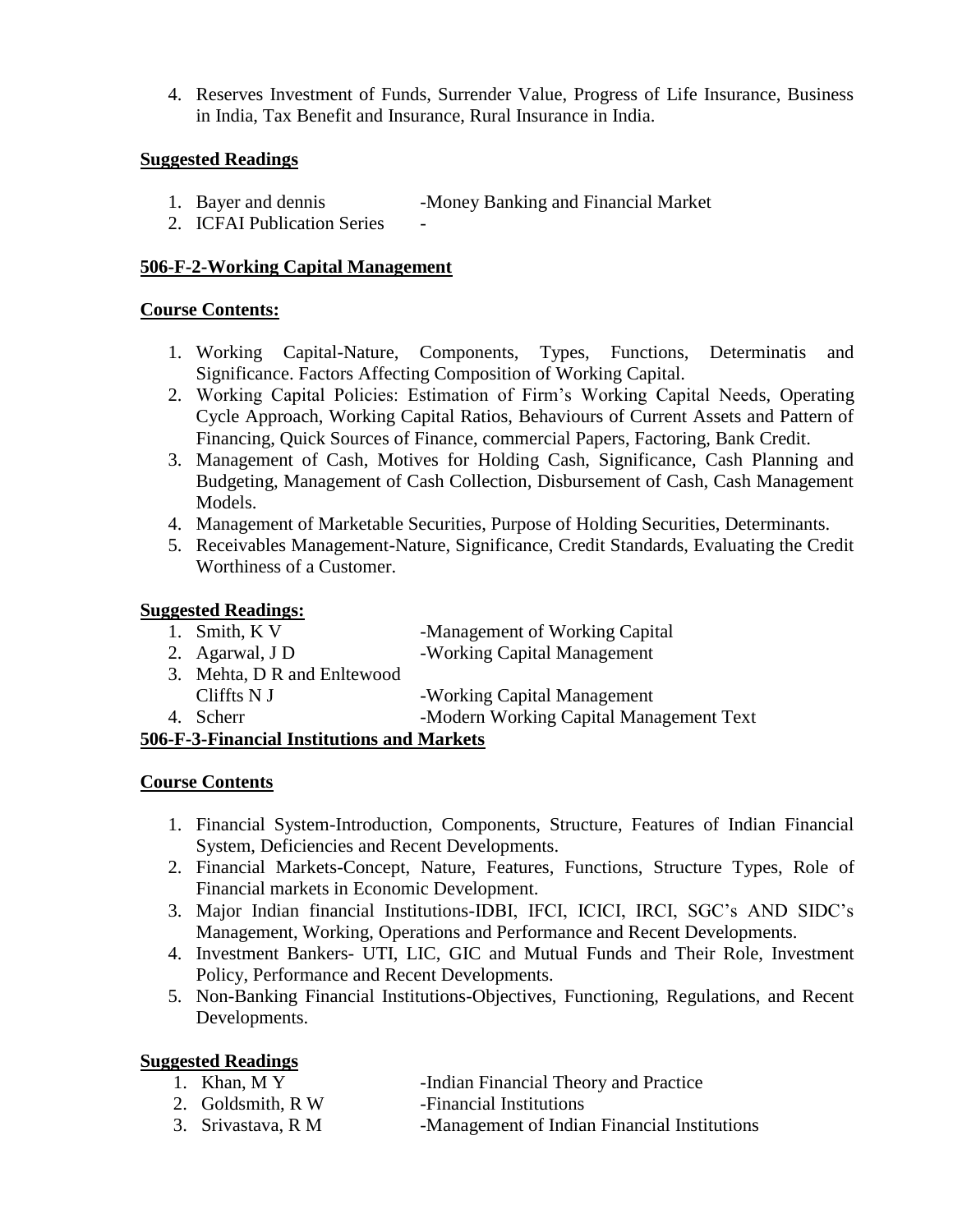4. Reserves Investment of Funds, Surrender Value, Progress of Life Insurance, Business in India, Tax Benefit and Insurance, Rural Insurance in India.

**Suggested Readings**

1. Bayer and dennis -Money Banking and Financial Market
2. ICFAI Publication Series -

**506-F-2-Working Capital Management**

**Course Contents:**

1. Working Capital-Nature, Components, Types, Functions, Determinatis and Significance. Factors Affecting Composition of Working Capital.
2. Working Capital Policies: Estimation of Firm's Working Capital Needs, Operating Cycle Approach, Working Capital Ratios, Behaviours of Current Assets and Pattern of Financing, Quick Sources of Finance, commercial Papers, Factoring, Bank Credit.
3. Management of Cash, Motives for Holding Cash, Significance, Cash Planning and Budgeting, Management of Cash Collection, Disbursement of Cash, Cash Management Models.
4. Management of Marketable Securities, Purpose of Holding Securities, Determinants.
5. Receivables Management-Nature, Significance, Credit Standards, Evaluating the Credit Worthiness of a Customer.

**Suggested Readings:**

1. Smith, K V -Management of Working Capital
2. Agarwal, J D -Working Capital Management
3. Mehta, D R and Enltewood Cliffts N J -Working Capital Management
4. Scherr -Modern Working Capital Management Text

**506-F-3-Financial Institutions and Markets**

**Course Contents**

1. Financial System-Introduction, Components, Structure, Features of Indian Financial System, Deficiencies and Recent Developments.
2. Financial Markets-Concept, Nature, Features, Functions, Structure Types, Role of Financial markets in Economic Development.
3. Major Indian financial Institutions-IDBI, IFCI, ICICI, IRCI, SGC's AND SIDC's Management, Working, Operations and Performance and Recent Developments.
4. Investment Bankers- UTI, LIC, GIC and Mutual Funds and Their Role, Investment Policy, Performance and Recent Developments.
5. Non-Banking Financial Institutions-Objectives, Functioning, Regulations, and Recent Developments.

**Suggested Readings**

1. Khan, M Y -Indian Financial Theory and Practice
2. Goldsmith, R W -Financial Institutions
3. Srivastava, R M -Management of Indian Financial Institutions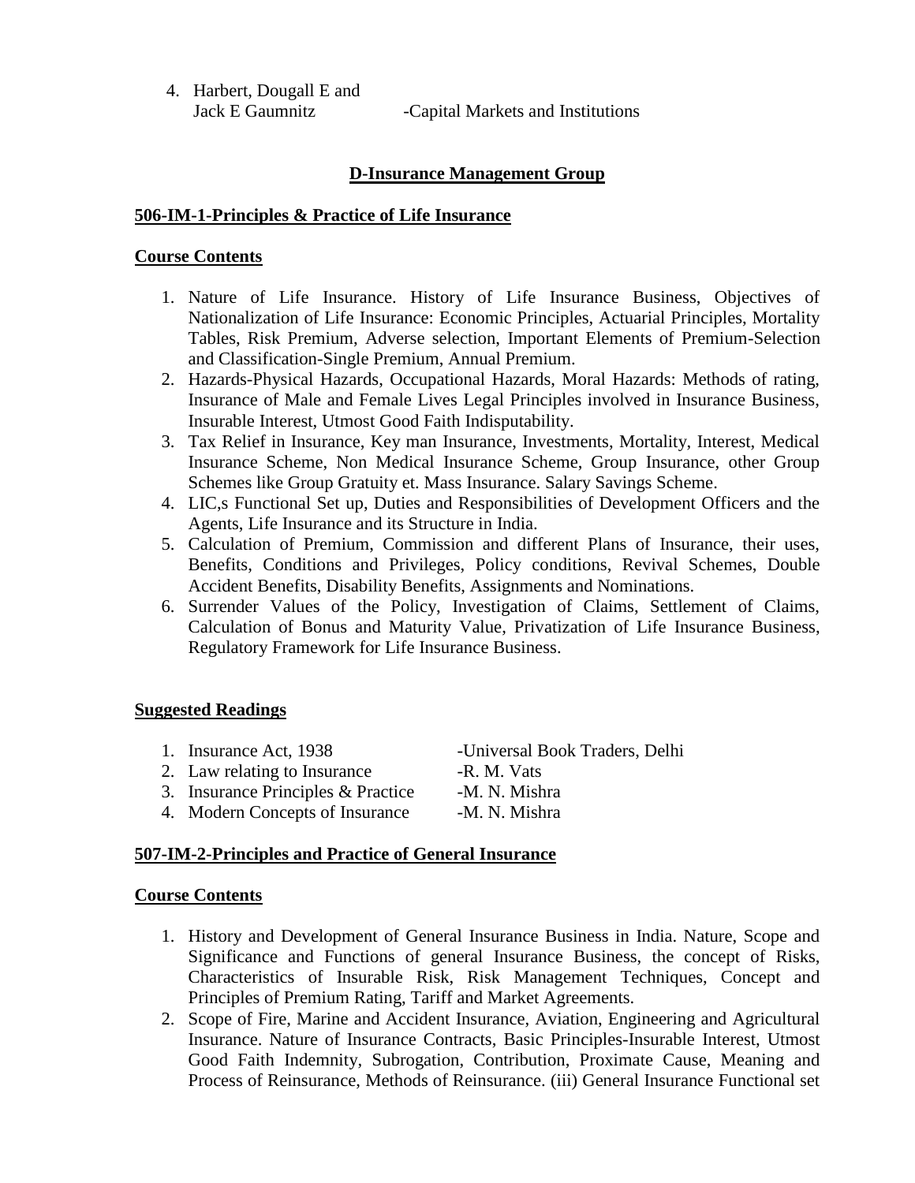4. Harbert, Dougall E and Jack E Gaumnitz -Capital Markets and Institutions

## D-Insurance Management Group

### 506-IM-1-Principles & Practice of Life Insurance

**Course Contents**

1. Nature of Life Insurance. History of Life Insurance Business, Objectives of Nationalization of Life Insurance: Economic Principles, Actuarial Principles, Mortality Tables, Risk Premium, Adverse selection, Important Elements of Premium-Selection and Classification-Single Premium, Annual Premium.
2. Hazards-Physical Hazards, Occupational Hazards, Moral Hazards: Methods of rating, Insurance of Male and Female Lives Legal Principles involved in Insurance Business, Insurable Interest, Utmost Good Faith Indisputability.
3. Tax Relief in Insurance, Key man Insurance, Investments, Mortality, Interest, Medical Insurance Scheme, Non Medical Insurance Scheme, Group Insurance, other Group Schemes like Group Gratuity et. Mass Insurance. Salary Savings Scheme.
4. LIC,s Functional Set up, Duties and Responsibilities of Development Officers and the Agents, Life Insurance and its Structure in India.
5. Calculation of Premium, Commission and different Plans of Insurance, their uses, Benefits, Conditions and Privileges, Policy conditions, Revival Schemes, Double Accident Benefits, Disability Benefits, Assignments and Nominations.
6. Surrender Values of the Policy, Investigation of Claims, Settlement of Claims, Calculation of Bonus and Maturity Value, Privatization of Life Insurance Business, Regulatory Framework for Life Insurance Business.

**Suggested Readings**

1. Insurance Act, 1938 -Universal Book Traders, Delhi
2. Law relating to Insurance -R. M. Vats
3. Insurance Principles & Practice -M. N. Mishra
4. Modern Concepts of Insurance -M. N. Mishra

### 507-IM-2-Principles and Practice of General Insurance

**Course Contents**

1. History and Development of General Insurance Business in India. Nature, Scope and Significance and Functions of general Insurance Business, the concept of Risks, Characteristics of Insurable Risk, Risk Management Techniques, Concept and Principles of Premium Rating, Tariff and Market Agreements.
2. Scope of Fire, Marine and Accident Insurance, Aviation, Engineering and Agricultural Insurance. Nature of Insurance Contracts, Basic Principles-Insurable Interest, Utmost Good Faith Indemnity, Subrogation, Contribution, Proximate Cause, Meaning and Process of Reinsurance, Methods of Reinsurance. (iii) General Insurance Functional set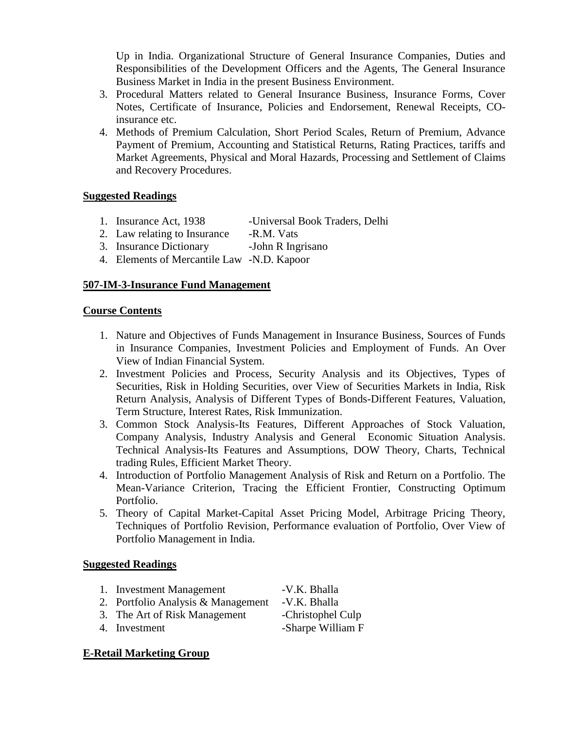Up in India. Organizational Structure of General Insurance Companies, Duties and Responsibilities of the Development Officers and the Agents, The General Insurance Business Market in India in the present Business Environment.

3. Procedural Matters related to General Insurance Business, Insurance Forms, Cover Notes, Certificate of Insurance, Policies and Endorsement, Renewal Receipts, CO-insurance etc.
4. Methods of Premium Calculation, Short Period Scales, Return of Premium, Advance Payment of Premium, Accounting and Statistical Returns, Rating Practices, tariffs and Market Agreements, Physical and Moral Hazards, Processing and Settlement of Claims and Recovery Procedures.

**Suggested Readings**

1. Insurance Act, 1938 -Universal Book Traders, Delhi
2. Law relating to Insurance -R.M. Vats
3. Insurance Dictionary -John R Ingrisano
4. Elements of Mercantile Law -N.D. Kapoor

**507-IM-3-Insurance Fund Management**

**Course Contents**

1. Nature and Objectives of Funds Management in Insurance Business, Sources of Funds in Insurance Companies, Investment Policies and Employment of Funds. An Over View of Indian Financial System.
2. Investment Policies and Process, Security Analysis and its Objectives, Types of Securities, Risk in Holding Securities, over View of Securities Markets in India, Risk Return Analysis, Analysis of Different Types of Bonds-Different Features, Valuation, Term Structure, Interest Rates, Risk Immunization.
3. Common Stock Analysis-Its Features, Different Approaches of Stock Valuation, Company Analysis, Industry Analysis and General Economic Situation Analysis. Technical Analysis-Its Features and Assumptions, DOW Theory, Charts, Technical trading Rules, Efficient Market Theory.
4. Introduction of Portfolio Management Analysis of Risk and Return on a Portfolio. The Mean-Variance Criterion, Tracing the Efficient Frontier, Constructing Optimum Portfolio.
5. Theory of Capital Market-Capital Asset Pricing Model, Arbitrage Pricing Theory, Techniques of Portfolio Revision, Performance evaluation of Portfolio, Over View of Portfolio Management in India.

**Suggested Readings**

1. Investment Management -V.K. Bhalla
2. Portfolio Analysis & Management -V.K. Bhalla
3. The Art of Risk Management -Christophel Culp
4. Investment -Sharpe William F

**E-Retail Marketing Group**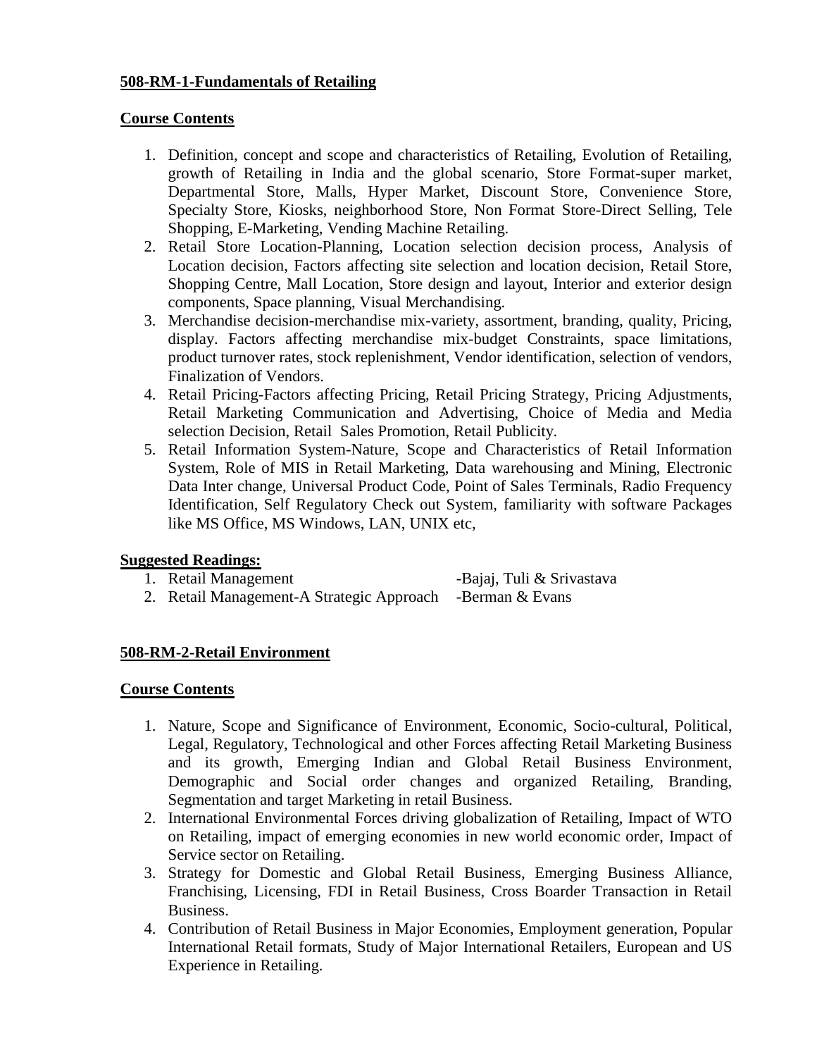**508-RM-1-Fundamentals of Retailing**

**Course Contents**

1. Definition, concept and scope and characteristics of Retailing, Evolution of Retailing, growth of Retailing in India and the global scenario, Store Format-super market, Departmental Store, Malls, Hyper Market, Discount Store, Convenience Store, Specialty Store, Kiosks, neighborhood Store, Non Format Store-Direct Selling, Tele Shopping, E-Marketing, Vending Machine Retailing.
2. Retail Store Location-Planning, Location selection decision process, Analysis of Location decision, Factors affecting site selection and location decision, Retail Store, Shopping Centre, Mall Location, Store design and layout, Interior and exterior design components, Space planning, Visual Merchandising.
3. Merchandise decision-merchandise mix-variety, assortment, branding, quality, Pricing, display. Factors affecting merchandise mix-budget Constraints, space limitations, product turnover rates, stock replenishment, Vendor identification, selection of vendors, Finalization of Vendors.
4. Retail Pricing-Factors affecting Pricing, Retail Pricing Strategy, Pricing Adjustments, Retail Marketing Communication and Advertising, Choice of Media and Media selection Decision, Retail Sales Promotion, Retail Publicity.
5. Retail Information System-Nature, Scope and Characteristics of Retail Information System, Role of MIS in Retail Marketing, Data warehousing and Mining, Electronic Data Inter change, Universal Product Code, Point of Sales Terminals, Radio Frequency Identification, Self Regulatory Check out System, familiarity with software Packages like MS Office, MS Windows, LAN, UNIX etc,

**Suggested Readings:**

1. Retail Management -Bajaj, Tuli & Srivastava
2. Retail Management-A Strategic Approach -Berman & Evans

**508-RM-2-Retail Environment**

**Course Contents**

1. Nature, Scope and Significance of Environment, Economic, Socio-cultural, Political, Legal, Regulatory, Technological and other Forces affecting Retail Marketing Business and its growth, Emerging Indian and Global Retail Business Environment, Demographic and Social order changes and organized Retailing, Branding, Segmentation and target Marketing in retail Business.
2. International Environmental Forces driving globalization of Retailing, Impact of WTO on Retailing, impact of emerging economies in new world economic order, Impact of Service sector on Retailing.
3. Strategy for Domestic and Global Retail Business, Emerging Business Alliance, Franchising, Licensing, FDI in Retail Business, Cross Boarder Transaction in Retail Business.
4. Contribution of Retail Business in Major Economies, Employment generation, Popular International Retail formats, Study of Major International Retailers, European and US Experience in Retailing.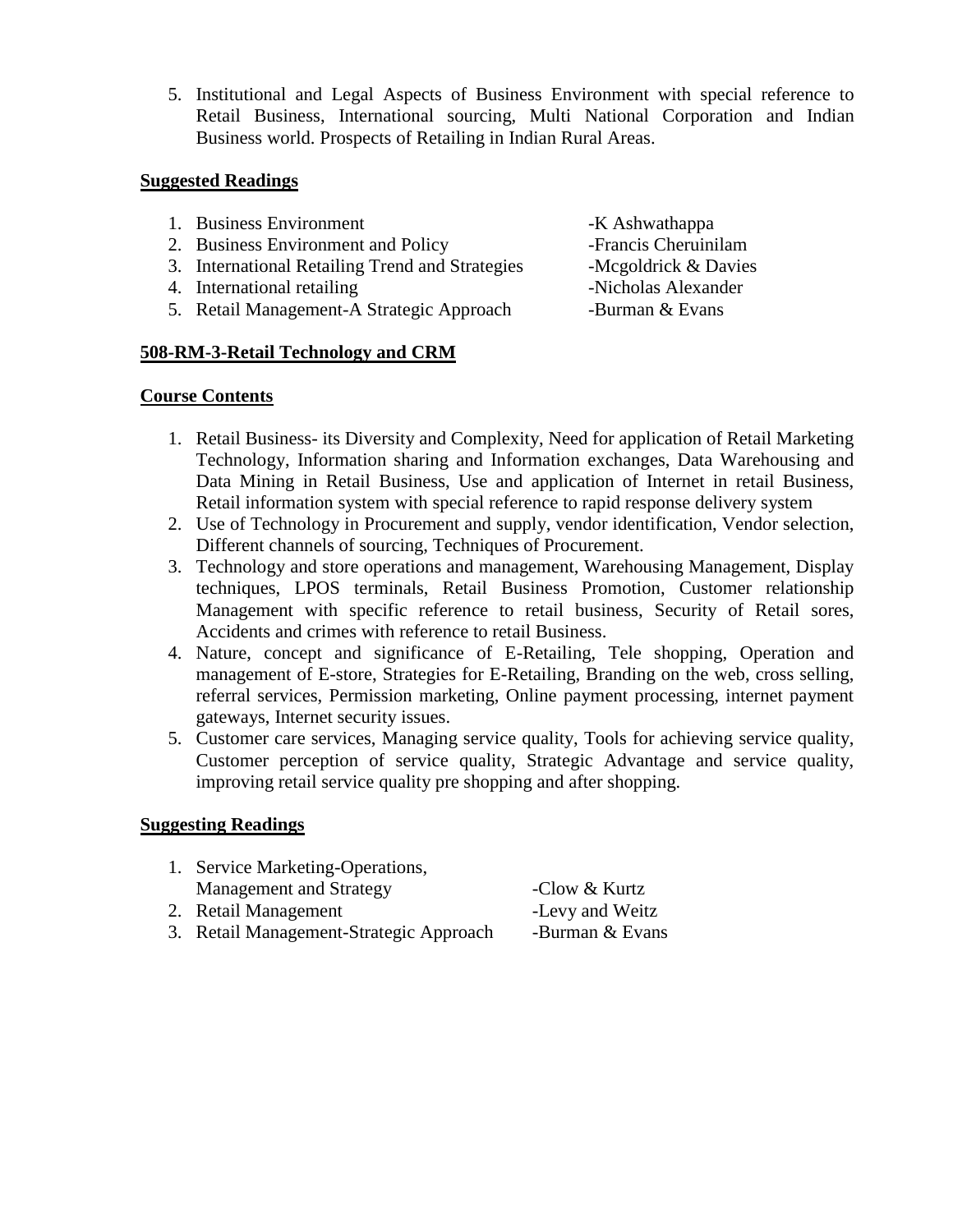5. Institutional and Legal Aspects of Business Environment with special reference to Retail Business, International sourcing, Multi National Corporation and Indian Business world. Prospects of Retailing in Indian Rural Areas.

**Suggested Readings**

1. Business Environment -K Ashwathappa
2. Business Environment and Policy -Francis Cheruinilam
3. International Retailing Trend and Strategies -Mcgoldrick & Davies
4. International retailing -Nicholas Alexander
5. Retail Management-A Strategic Approach -Burman & Evans

**508-RM-3-Retail Technology and CRM**

**Course Contents**

1. Retail Business- its Diversity and Complexity, Need for application of Retail Marketing Technology, Information sharing and Information exchanges, Data Warehousing and Data Mining in Retail Business, Use and application of Internet in retail Business, Retail information system with special reference to rapid response delivery system
2. Use of Technology in Procurement and supply, vendor identification, Vendor selection, Different channels of sourcing, Techniques of Procurement.
3. Technology and store operations and management, Warehousing Management, Display techniques, LPOS terminals, Retail Business Promotion, Customer relationship Management with specific reference to retail business, Security of Retail sores, Accidents and crimes with reference to retail Business.
4. Nature, concept and significance of E-Retailing, Tele shopping, Operation and management of E-store, Strategies for E-Retailing, Branding on the web, cross selling, referral services, Permission marketing, Online payment processing, internet payment gateways, Internet security issues.
5. Customer care services, Managing service quality, Tools for achieving service quality, Customer perception of service quality, Strategic Advantage and service quality, improving retail service quality pre shopping and after shopping.

**Suggesting Readings**

1. Service Marketing-Operations, Management and Strategy -Clow & Kurtz
2. Retail Management -Levy and Weitz
3. Retail Management-Strategic Approach -Burman & Evans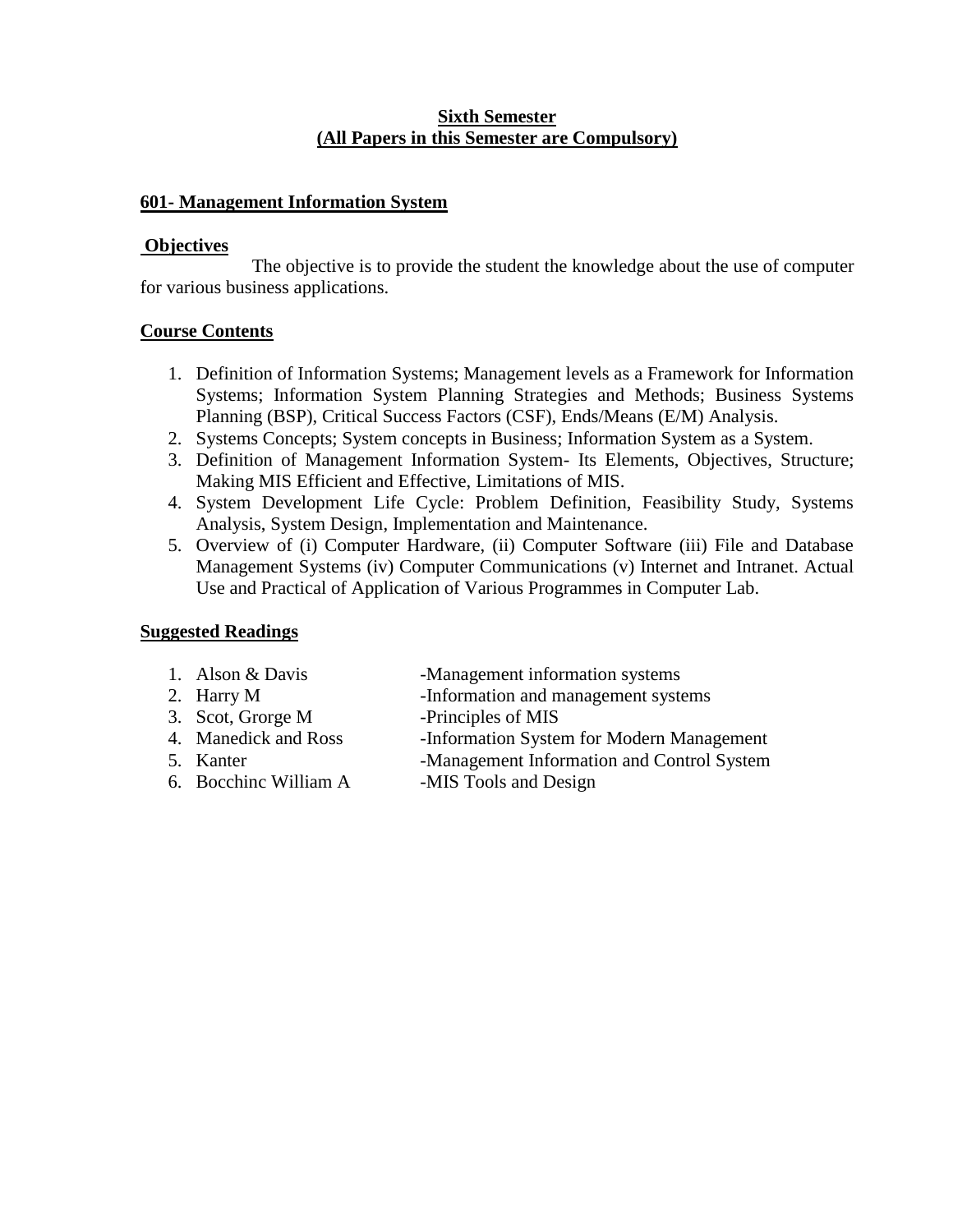## Sixth Semester
## (All Papers in this Semester are Compulsory)

### 601- Management Information System

**Objectives**

The objective is to provide the student the knowledge about the use of computer for various business applications.

**Course Contents**

1. Definition of Information Systems; Management levels as a Framework for Information Systems; Information System Planning Strategies and Methods; Business Systems Planning (BSP), Critical Success Factors (CSF), Ends/Means (E/M) Analysis.
2. Systems Concepts; System concepts in Business; Information System as a System.
3. Definition of Management Information System- Its Elements, Objectives, Structure; Making MIS Efficient and Effective, Limitations of MIS.
4. System Development Life Cycle: Problem Definition, Feasibility Study, Systems Analysis, System Design, Implementation and Maintenance.
5. Overview of (i) Computer Hardware, (ii) Computer Software (iii) File and Database Management Systems (iv) Computer Communications (v) Internet and Intranet. Actual Use and Practical of Application of Various Programmes in Computer Lab.

**Suggested Readings**

1. Alson & Davis -Management information systems
2. Harry M -Information and management systems
3. Scot, Grorge M -Principles of MIS
4. Manedick and Ross -Information System for Modern Management
5. Kanter -Management Information and Control System
6. Bocchinc William A -MIS Tools and Design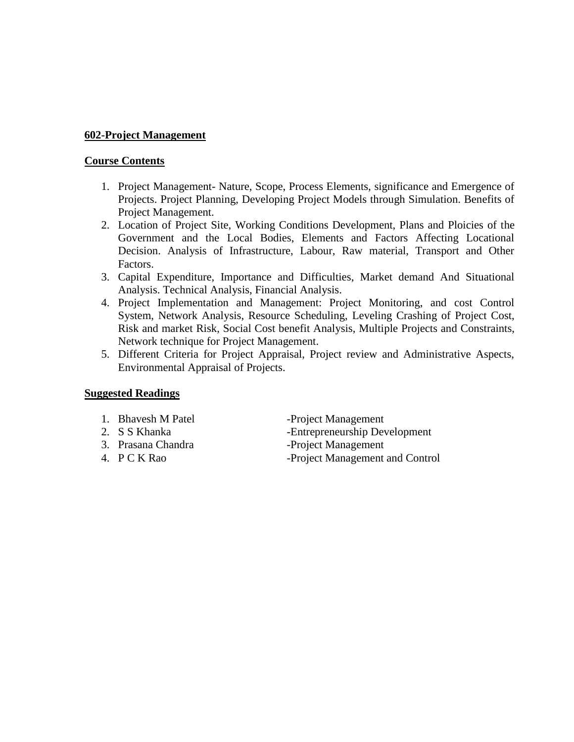## 602-Project Management

### Course Contents

1. Project Management- Nature, Scope, Process Elements, significance and Emergence of Projects. Project Planning, Developing Project Models through Simulation. Benefits of Project Management.
2. Location of Project Site, Working Conditions Development, Plans and Ploicies of the Government and the Local Bodies, Elements and Factors Affecting Locational Decision. Analysis of Infrastructure, Labour, Raw material, Transport and Other Factors.
3. Capital Expenditure, Importance and Difficulties, Market demand And Situational Analysis. Technical Analysis, Financial Analysis.
4. Project Implementation and Management: Project Monitoring, and cost Control System, Network Analysis, Resource Scheduling, Leveling Crashing of Project Cost, Risk and market Risk, Social Cost benefit Analysis, Multiple Projects and Constraints, Network technique for Project Management.
5. Different Criteria for Project Appraisal, Project review and Administrative Aspects, Environmental Appraisal of Projects.

### Suggested Readings

1. Bhavesh M Patel -Project Management
2. S S Khanka -Entrepreneurship Development
3. Prasana Chandra -Project Management
4. P C K Rao -Project Management and Control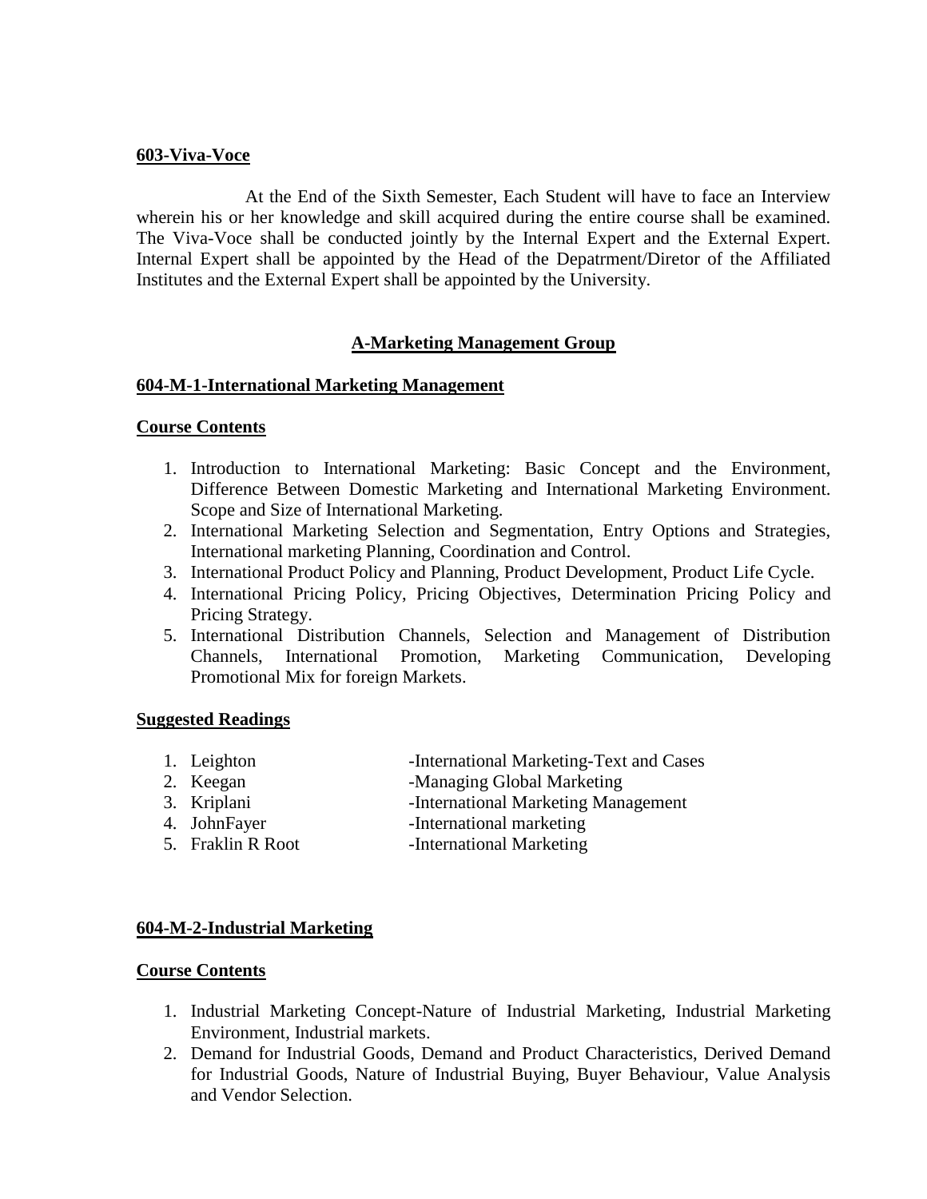**603-Viva-Voce**

At the End of the Sixth Semester, Each Student will have to face an Interview wherein his or her knowledge and skill acquired during the entire course shall be examined. The Viva-Voce shall be conducted jointly by the Internal Expert and the External Expert. Internal Expert shall be appointed by the Head of the Depatrment/Diretor of the Affiliated Institutes and the External Expert shall be appointed by the University.

## A-Marketing Management Group

**604-M-1-International Marketing Management**

**Course Contents**

1. Introduction to International Marketing: Basic Concept and the Environment, Difference Between Domestic Marketing and International Marketing Environment. Scope and Size of International Marketing.
2. International Marketing Selection and Segmentation, Entry Options and Strategies, International marketing Planning, Coordination and Control.
3. International Product Policy and Planning, Product Development, Product Life Cycle.
4. International Pricing Policy, Pricing Objectives, Determination Pricing Policy and Pricing Strategy.
5. International Distribution Channels, Selection and Management of Distribution Channels, International Promotion, Marketing Communication, Developing Promotional Mix for foreign Markets.

**Suggested Readings**

1. Leighton -International Marketing-Text and Cases
2. Keegan -Managing Global Marketing
3. Kriplani -International Marketing Management
4. JohnFayer -International marketing
5. Fraklin R Root -International Marketing

**604-M-2-Industrial Marketing**

**Course Contents**

1. Industrial Marketing Concept-Nature of Industrial Marketing, Industrial Marketing Environment, Industrial markets.
2. Demand for Industrial Goods, Demand and Product Characteristics, Derived Demand for Industrial Goods, Nature of Industrial Buying, Buyer Behaviour, Value Analysis and Vendor Selection.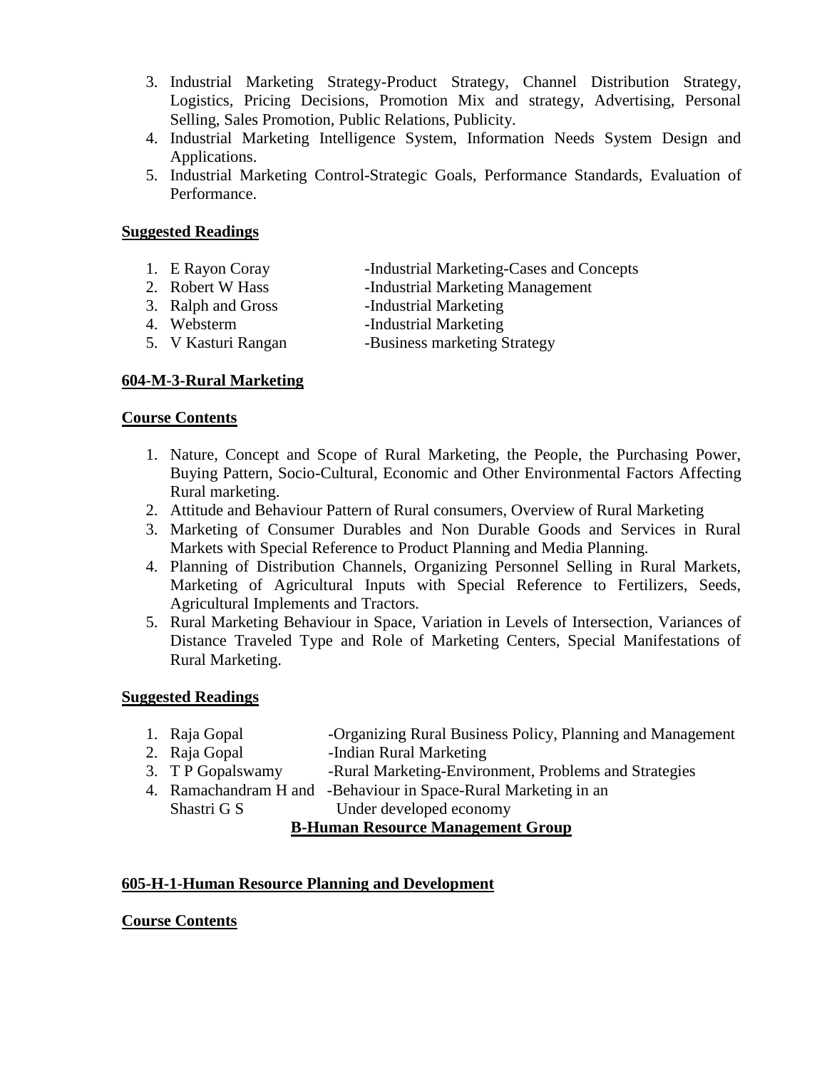3. Industrial Marketing Strategy-Product Strategy, Channel Distribution Strategy, Logistics, Pricing Decisions, Promotion Mix and strategy, Advertising, Personal Selling, Sales Promotion, Public Relations, Publicity.
4. Industrial Marketing Intelligence System, Information Needs System Design and Applications.
5. Industrial Marketing Control-Strategic Goals, Performance Standards, Evaluation of Performance.

**Suggested Readings**

1. E Rayon Coray -Industrial Marketing-Cases and Concepts
2. Robert W Hass -Industrial Marketing Management
3. Ralph and Gross -Industrial Marketing
4. Websterm -Industrial Marketing
5. V Kasturi Rangan -Business marketing Strategy

**604-M-3-Rural Marketing**

**Course Contents**

1. Nature, Concept and Scope of Rural Marketing, the People, the Purchasing Power, Buying Pattern, Socio-Cultural, Economic and Other Environmental Factors Affecting Rural marketing.
2. Attitude and Behaviour Pattern of Rural consumers, Overview of Rural Marketing
3. Marketing of Consumer Durables and Non Durable Goods and Services in Rural Markets with Special Reference to Product Planning and Media Planning.
4. Planning of Distribution Channels, Organizing Personnel Selling in Rural Markets, Marketing of Agricultural Inputs with Special Reference to Fertilizers, Seeds, Agricultural Implements and Tractors.
5. Rural Marketing Behaviour in Space, Variation in Levels of Intersection, Variances of Distance Traveled Type and Role of Marketing Centers, Special Manifestations of Rural Marketing.

**Suggested Readings**

1. Raja Gopal -Organizing Rural Business Policy, Planning and Management
2. Raja Gopal -Indian Rural Marketing
3. T P Gopalswamy -Rural Marketing-Environment, Problems and Strategies
4. Ramachandram H and Shastri G S -Behaviour in Space-Rural Marketing in an Under developed economy

**B-Human Resource Management Group**

**605-H-1-Human Resource Planning and Development**

**Course Contents**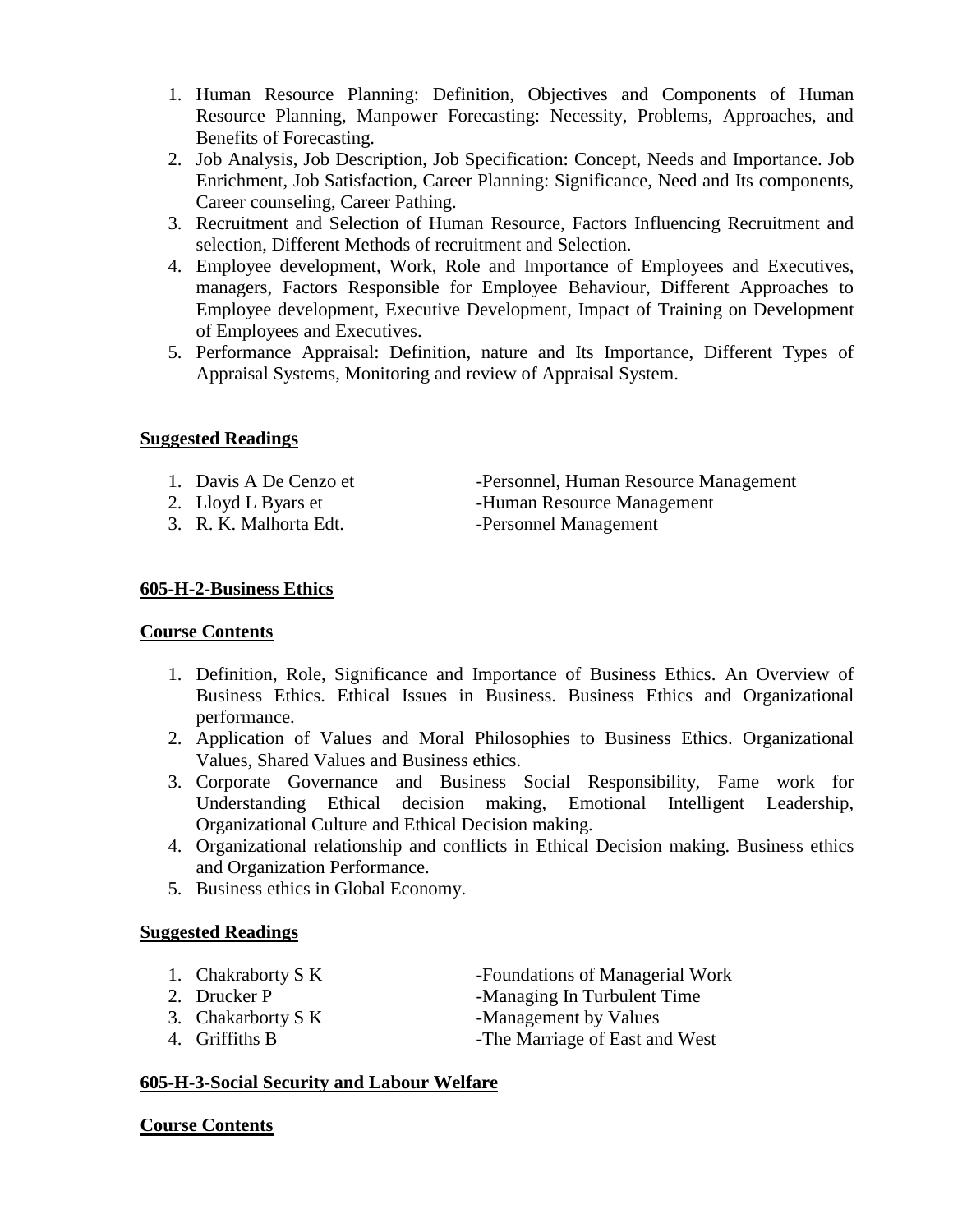1. Human Resource Planning: Definition, Objectives and Components of Human Resource Planning, Manpower Forecasting: Necessity, Problems, Approaches, and Benefits of Forecasting.
2. Job Analysis, Job Description, Job Specification: Concept, Needs and Importance. Job Enrichment, Job Satisfaction, Career Planning: Significance, Need and Its components, Career counseling, Career Pathing.
3. Recruitment and Selection of Human Resource, Factors Influencing Recruitment and selection, Different Methods of recruitment and Selection.
4. Employee development, Work, Role and Importance of Employees and Executives, managers, Factors Responsible for Employee Behaviour, Different Approaches to Employee development, Executive Development, Impact of Training on Development of Employees and Executives.
5. Performance Appraisal: Definition, nature and Its Importance, Different Types of Appraisal Systems, Monitoring and review of Appraisal System.

**Suggested Readings**

1. Davis A De Cenzo et -Personnel, Human Resource Management
2. Lloyd L Byars et -Human Resource Management
3. R. K. Malhorta Edt. -Personnel Management

**605-H-2-Business Ethics**

**Course Contents**

1. Definition, Role, Significance and Importance of Business Ethics. An Overview of Business Ethics. Ethical Issues in Business. Business Ethics and Organizational performance.
2. Application of Values and Moral Philosophies to Business Ethics. Organizational Values, Shared Values and Business ethics.
3. Corporate Governance and Business Social Responsibility, Fame work for Understanding Ethical decision making, Emotional Intelligent Leadership, Organizational Culture and Ethical Decision making.
4. Organizational relationship and conflicts in Ethical Decision making. Business ethics and Organization Performance.
5. Business ethics in Global Economy.

**Suggested Readings**

1. Chakraborty S K -Foundations of Managerial Work
2. Drucker P -Managing In Turbulent Time
3. Chakarborty S K -Management by Values
4. Griffiths B -The Marriage of East and West

**605-H-3-Social Security and Labour Welfare**

**Course Contents**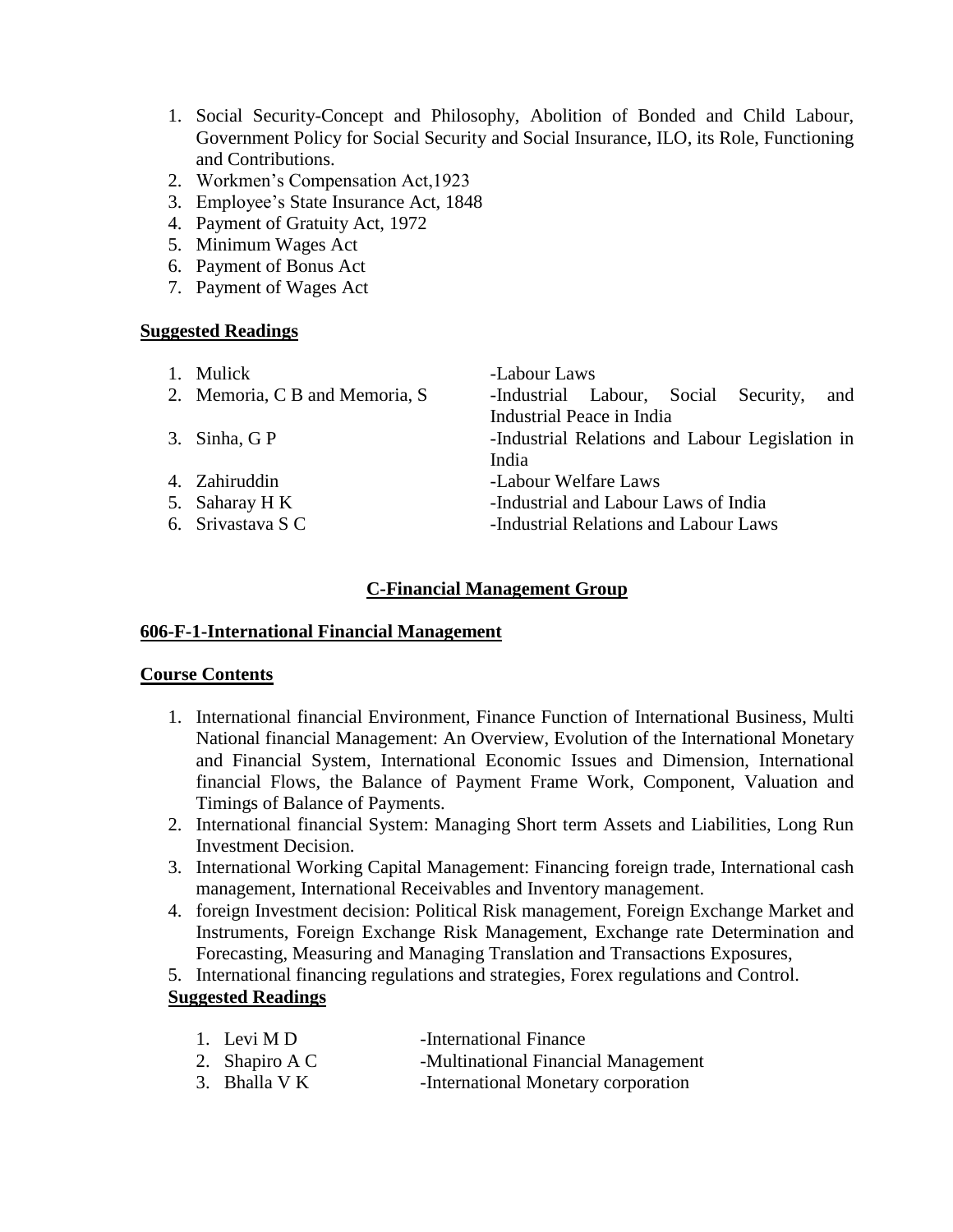1. Social Security-Concept and Philosophy, Abolition of Bonded and Child Labour, Government Policy for Social Security and Social Insurance, ILO, its Role, Functioning and Contributions.
2. Workmen's Compensation Act,1923
3. Employee's State Insurance Act, 1848
4. Payment of Gratuity Act, 1972
5. Minimum Wages Act
6. Payment of Bonus Act
7. Payment of Wages Act

**Suggested Readings**

1. Mulick -Labour Laws
2. Memoria, C B and Memoria, S -Industrial Labour, Social Security, and Industrial Peace in India
3. Sinha, G P -Industrial Relations and Labour Legislation in India
4. Zahiruddin -Labour Welfare Laws
5. Saharay H K -Industrial and Labour Laws of India
6. Srivastava S C -Industrial Relations and Labour Laws

## C-Financial Management Group

### 606-F-1-International Financial Management

**Course Contents**

1. International financial Environment, Finance Function of International Business, Multi National financial Management: An Overview, Evolution of the International Monetary and Financial System, International Economic Issues and Dimension, International financial Flows, the Balance of Payment Frame Work, Component, Valuation and Timings of Balance of Payments.
2. International financial System: Managing Short term Assets and Liabilities, Long Run Investment Decision.
3. International Working Capital Management: Financing foreign trade, International cash management, International Receivables and Inventory management.
4. foreign Investment decision: Political Risk management, Foreign Exchange Market and Instruments, Foreign Exchange Risk Management, Exchange rate Determination and Forecasting, Measuring and Managing Translation and Transactions Exposures,
5. International financing regulations and strategies, Forex regulations and Control.

**Suggested Readings**

1. Levi M D -International Finance
2. Shapiro A C -Multinational Financial Management
3. Bhalla V K -International Monetary corporation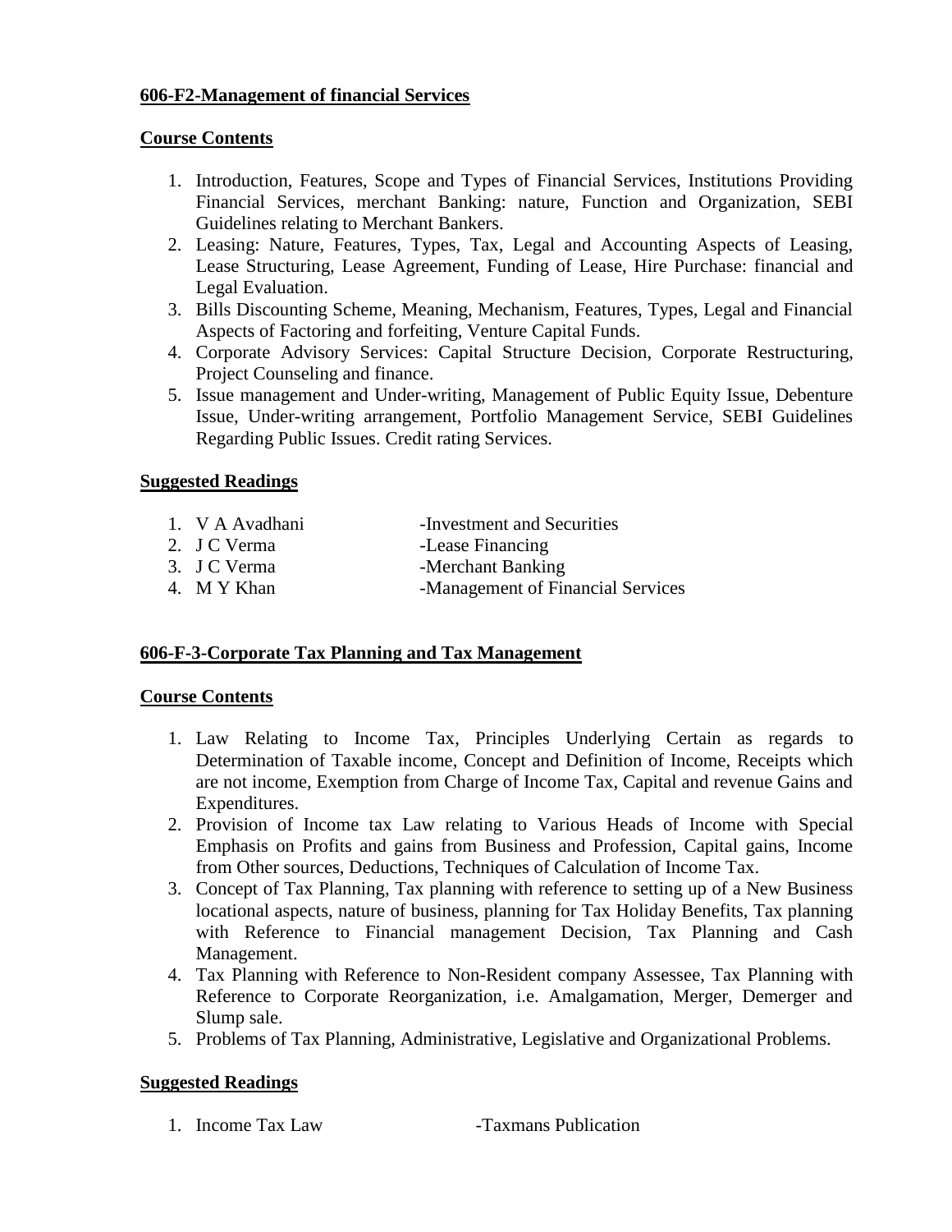## 606-F2-Management of financial Services

### Course Contents

1. Introduction, Features, Scope and Types of Financial Services, Institutions Providing Financial Services, merchant Banking: nature, Function and Organization, SEBI Guidelines relating to Merchant Bankers.
2. Leasing: Nature, Features, Types, Tax, Legal and Accounting Aspects of Leasing, Lease Structuring, Lease Agreement, Funding of Lease, Hire Purchase: financial and Legal Evaluation.
3. Bills Discounting Scheme, Meaning, Mechanism, Features, Types, Legal and Financial Aspects of Factoring and forfeiting, Venture Capital Funds.
4. Corporate Advisory Services: Capital Structure Decision, Corporate Restructuring, Project Counseling and finance.
5. Issue management and Under-writing, Management of Public Equity Issue, Debenture Issue, Under-writing arrangement, Portfolio Management Service, SEBI Guidelines Regarding Public Issues. Credit rating Services.

### Suggested Readings

1. V A Avadhani -Investment and Securities
2. J C Verma -Lease Financing
3. J C Verma -Merchant Banking
4. M Y Khan -Management of Financial Services

## 606-F-3-Corporate Tax Planning and Tax Management

### Course Contents

1. Law Relating to Income Tax, Principles Underlying Certain as regards to Determination of Taxable income, Concept and Definition of Income, Receipts which are not income, Exemption from Charge of Income Tax, Capital and revenue Gains and Expenditures.
2. Provision of Income tax Law relating to Various Heads of Income with Special Emphasis on Profits and gains from Business and Profession, Capital gains, Income from Other sources, Deductions, Techniques of Calculation of Income Tax.
3. Concept of Tax Planning, Tax planning with reference to setting up of a New Business locational aspects, nature of business, planning for Tax Holiday Benefits, Tax planning with Reference to Financial management Decision, Tax Planning and Cash Management.
4. Tax Planning with Reference to Non-Resident company Assessee, Tax Planning with Reference to Corporate Reorganization, i.e. Amalgamation, Merger, Demerger and Slump sale.
5. Problems of Tax Planning, Administrative, Legislative and Organizational Problems.

### Suggested Readings

1. Income Tax Law -Taxmans Publication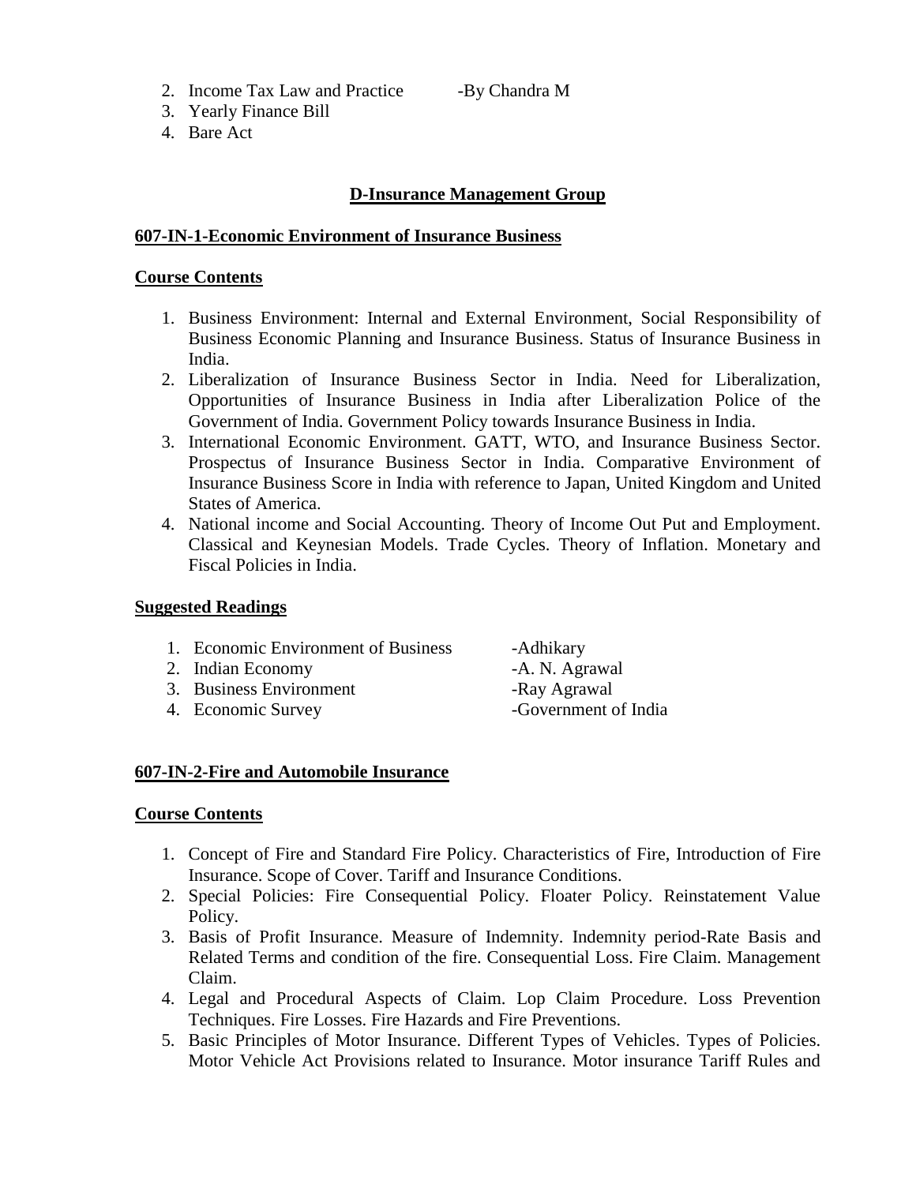2. Income Tax Law and Practice -By Chandra M
3. Yearly Finance Bill
4. Bare Act

## D-Insurance Management Group

### 607-IN-1-Economic Environment of Insurance Business

**Course Contents**

1. Business Environment: Internal and External Environment, Social Responsibility of Business Economic Planning and Insurance Business. Status of Insurance Business in India.
2. Liberalization of Insurance Business Sector in India. Need for Liberalization, Opportunities of Insurance Business in India after Liberalization Police of the Government of India. Government Policy towards Insurance Business in India.
3. International Economic Environment. GATT, WTO, and Insurance Business Sector. Prospectus of Insurance Business Sector in India. Comparative Environment of Insurance Business Score in India with reference to Japan, United Kingdom and United States of America.
4. National income and Social Accounting. Theory of Income Out Put and Employment. Classical and Keynesian Models. Trade Cycles. Theory of Inflation. Monetary and Fiscal Policies in India.

**Suggested Readings**

1. Economic Environment of Business -Adhikary
2. Indian Economy -A. N. Agrawal
3. Business Environment -Ray Agrawal
4. Economic Survey -Government of India

### 607-IN-2-Fire and Automobile Insurance

**Course Contents**

1. Concept of Fire and Standard Fire Policy. Characteristics of Fire, Introduction of Fire Insurance. Scope of Cover. Tariff and Insurance Conditions.
2. Special Policies: Fire Consequential Policy. Floater Policy. Reinstatement Value Policy.
3. Basis of Profit Insurance. Measure of Indemnity. Indemnity period-Rate Basis and Related Terms and condition of the fire. Consequential Loss. Fire Claim. Management Claim.
4. Legal and Procedural Aspects of Claim. Lop Claim Procedure. Loss Prevention Techniques. Fire Losses. Fire Hazards and Fire Preventions.
5. Basic Principles of Motor Insurance. Different Types of Vehicles. Types of Policies. Motor Vehicle Act Provisions related to Insurance. Motor insurance Tariff Rules and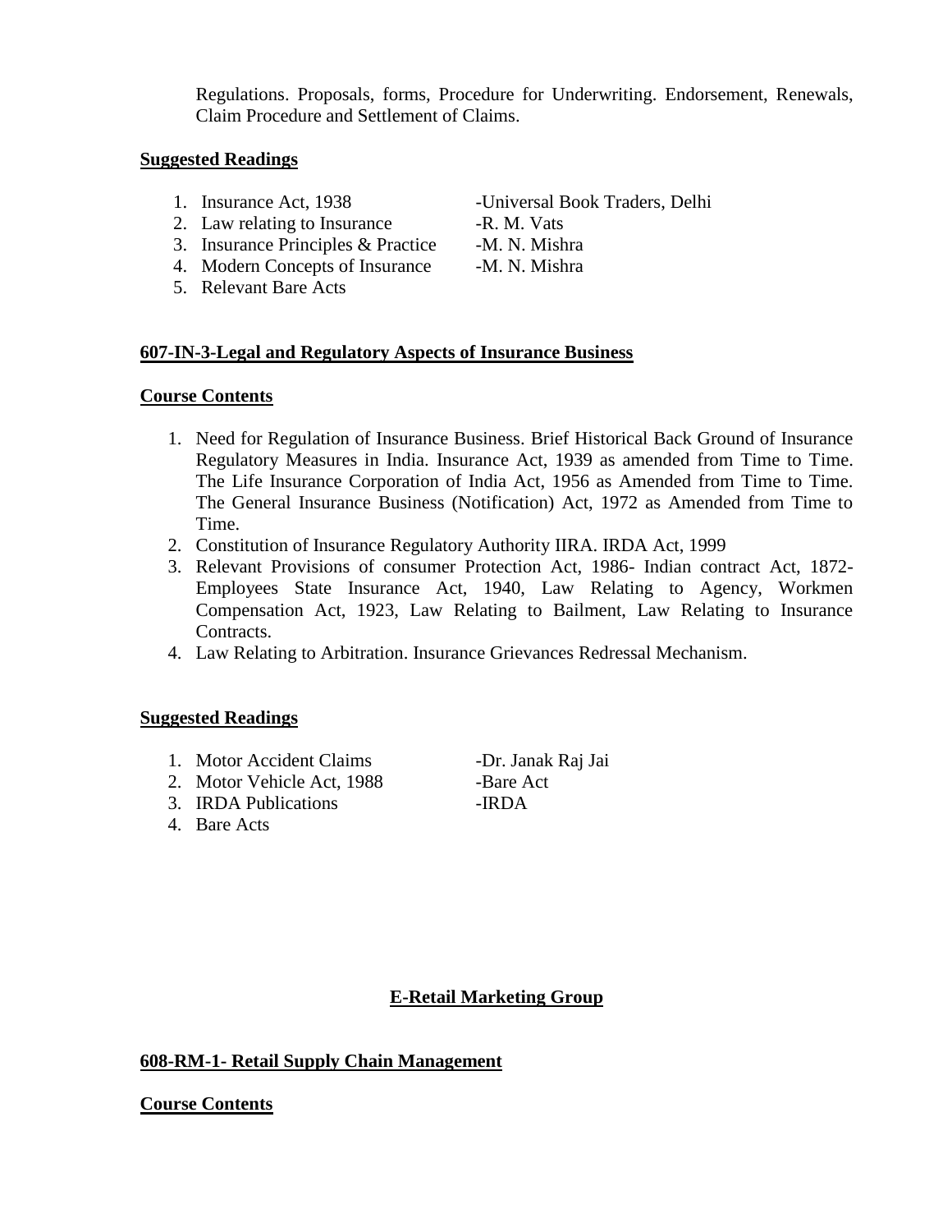Regulations. Proposals, forms, Procedure for Underwriting. Endorsement, Renewals, Claim Procedure and Settlement of Claims.

**Suggested Readings**

1. Insurance Act, 1938 -Universal Book Traders, Delhi
2. Law relating to Insurance -R. M. Vats
3. Insurance Principles & Practice -M. N. Mishra
4. Modern Concepts of Insurance -M. N. Mishra
5. Relevant Bare Acts

**607-IN-3-Legal and Regulatory Aspects of Insurance Business**

**Course Contents**

1. Need for Regulation of Insurance Business. Brief Historical Back Ground of Insurance Regulatory Measures in India. Insurance Act, 1939 as amended from Time to Time. The Life Insurance Corporation of India Act, 1956 as Amended from Time to Time. The General Insurance Business (Notification) Act, 1972 as Amended from Time to Time.
2. Constitution of Insurance Regulatory Authority IIRA. IRDA Act, 1999
3. Relevant Provisions of consumer Protection Act, 1986- Indian contract Act, 1872- Employees State Insurance Act, 1940, Law Relating to Agency, Workmen Compensation Act, 1923, Law Relating to Bailment, Law Relating to Insurance Contracts.
4. Law Relating to Arbitration. Insurance Grievances Redressal Mechanism.

**Suggested Readings**

1. Motor Accident Claims -Dr. Janak Raj Jai
2. Motor Vehicle Act, 1988 -Bare Act
3. IRDA Publications -IRDA
4. Bare Acts

**E-Retail Marketing Group**

**608-RM-1- Retail Supply Chain Management**

**Course Contents**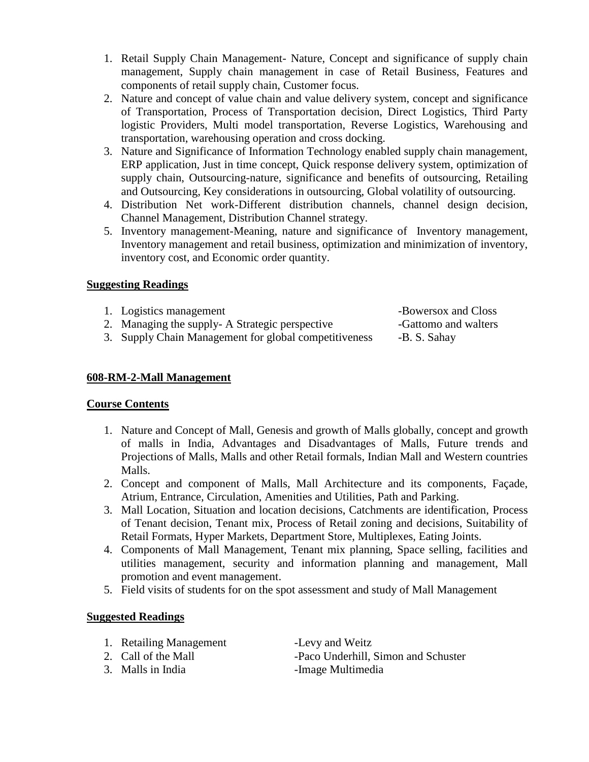1. Retail Supply Chain Management- Nature, Concept and significance of supply chain management, Supply chain management in case of Retail Business, Features and components of retail supply chain, Customer focus.
2. Nature and concept of value chain and value delivery system, concept and significance of Transportation, Process of Transportation decision, Direct Logistics, Third Party logistic Providers, Multi model transportation, Reverse Logistics, Warehousing and transportation, warehousing operation and cross docking.
3. Nature and Significance of Information Technology enabled supply chain management, ERP application, Just in time concept, Quick response delivery system, optimization of supply chain, Outsourcing-nature, significance and benefits of outsourcing, Retailing and Outsourcing, Key considerations in outsourcing, Global volatility of outsourcing.
4. Distribution Net work-Different distribution channels, channel design decision, Channel Management, Distribution Channel strategy.
5. Inventory management-Meaning, nature and significance of Inventory management, Inventory management and retail business, optimization and minimization of inventory, inventory cost, and Economic order quantity.

**Suggesting Readings**

1. Logistics management -Bowersox and Closs
2. Managing the supply- A Strategic perspective -Gattomo and walters
3. Supply Chain Management for global competitiveness -B. S. Sahay

**608-RM-2-Mall Management**

**Course Contents**

1. Nature and Concept of Mall, Genesis and growth of Malls globally, concept and growth of malls in India, Advantages and Disadvantages of Malls, Future trends and Projections of Malls, Malls and other Retail formals, Indian Mall and Western countries Malls.
2. Concept and component of Malls, Mall Architecture and its components, Façade, Atrium, Entrance, Circulation, Amenities and Utilities, Path and Parking.
3. Mall Location, Situation and location decisions, Catchments are identification, Process of Tenant decision, Tenant mix, Process of Retail zoning and decisions, Suitability of Retail Formats, Hyper Markets, Department Store, Multiplexes, Eating Joints.
4. Components of Mall Management, Tenant mix planning, Space selling, facilities and utilities management, security and information planning and management, Mall promotion and event management.
5. Field visits of students for on the spot assessment and study of Mall Management

**Suggested Readings**

1. Retailing Management -Levy and Weitz
2. Call of the Mall -Paco Underhill, Simon and Schuster
3. Malls in India -Image Multimedia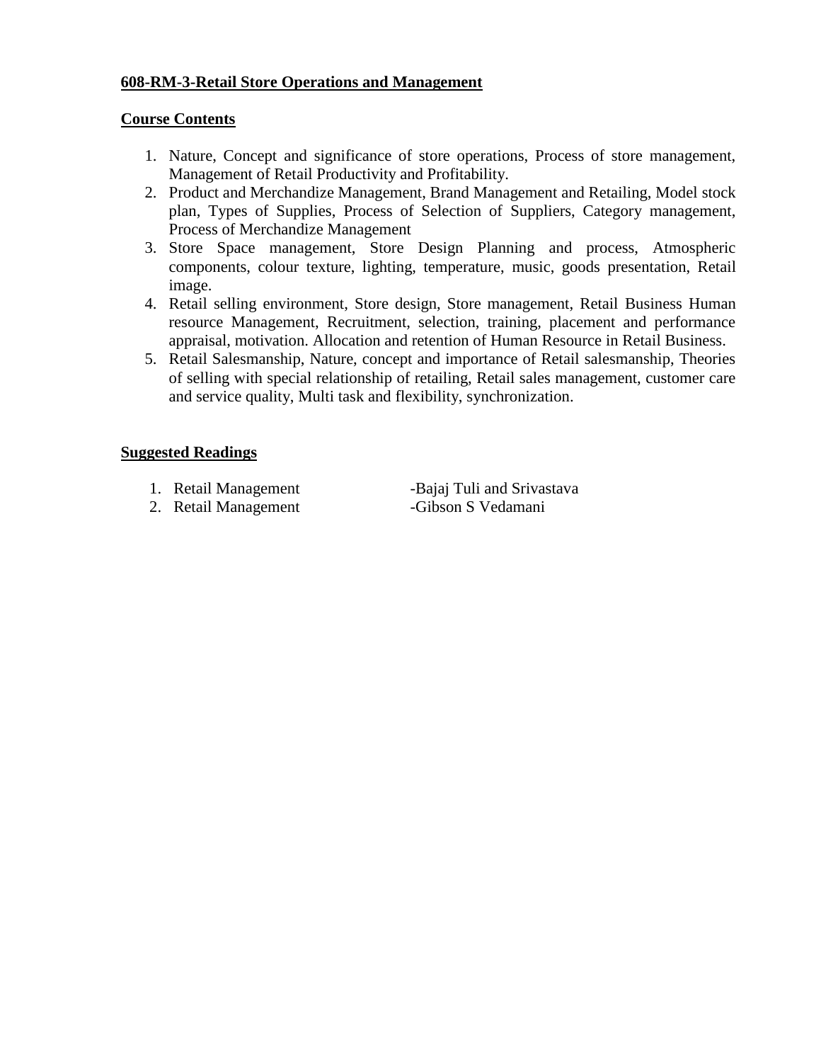**608-RM-3-Retail Store Operations and Management**

**Course Contents**

1. Nature, Concept and significance of store operations, Process of store management, Management of Retail Productivity and Profitability.
2. Product and Merchandize Management, Brand Management and Retailing, Model stock plan, Types of Supplies, Process of Selection of Suppliers, Category management, Process of Merchandize Management
3. Store Space management, Store Design Planning and process, Atmospheric components, colour texture, lighting, temperature, music, goods presentation, Retail image.
4. Retail selling environment, Store design, Store management, Retail Business Human resource Management, Recruitment, selection, training, placement and performance appraisal, motivation. Allocation and retention of Human Resource in Retail Business.
5. Retail Salesmanship, Nature, concept and importance of Retail salesmanship, Theories of selling with special relationship of retailing, Retail sales management, customer care and service quality, Multi task and flexibility, synchronization.

**Suggested Readings**

1. Retail Management -Bajaj Tuli and Srivastava
2. Retail Management -Gibson S Vedamani